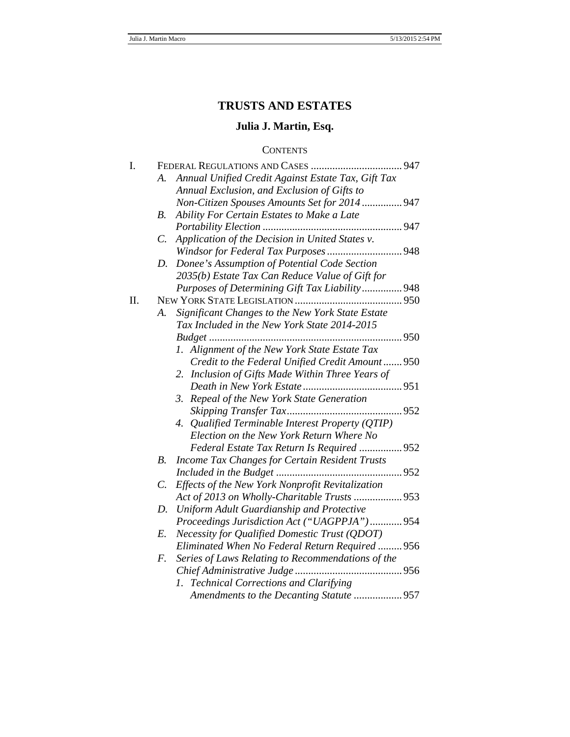# TRUSTS AND ESTATES

## Julia J. Martin, Esq.

CONTENTS

I. FEDERAL REGULATIONS AND CASES .................................. 947
   - *A. Annual Unified Credit Against Estate Tax, Gift Tax Annual Exclusion, and Exclusion of Gifts to Non-Citizen Spouses Amounts Set for 2014* .............. 947
   - *B. Ability For Certain Estates to Make a Late Portability Election* .................................................... 947
   - *C. Application of the Decision in United States v. Windsor for Federal Tax Purposes* ............................ 948
   - *D. Donee's Assumption of Potential Code Section 2035(b) Estate Tax Can Reduce Value of Gift for Purposes of Determining Gift Tax Liability* ............... 948

II. NEW YORK STATE LEGISLATION ........................................ 950
   - *A. Significant Changes to the New York State Estate Tax Included in the New York State 2014-2015 Budget* ....................................................................... 950
     - *1. Alignment of the New York State Estate Tax Credit to the Federal Unified Credit Amount* ....... 950
     - *2. Inclusion of Gifts Made Within Three Years of Death in New York Estate* ..................................... 951
     - *3. Repeal of the New York State Generation Skipping Transfer Tax* ........................................... 952
     - *4. Qualified Terminable Interest Property (QTIP) Election on the New York Return Where No Federal Estate Tax Return Is Required* ................ 952
   - *B. Income Tax Changes for Certain Resident Trusts Included in the Budget* ............................................... 952
   - *C. Effects of the New York Nonprofit Revitalization Act of 2013 on Wholly-Charitable Trusts* .................. 953
   - *D. Uniform Adult Guardianship and Protective Proceedings Jurisdiction Act ("UAGPPJA")* ............ 954
   - *E. Necessity for Qualified Domestic Trust (QDOT) Eliminated When No Federal Return Required* ......... 956
   - *F. Series of Laws Relating to Recommendations of the Chief Administrative Judge* ........................................ 956
     - *1. Technical Corrections and Clarifying Amendments to the Decanting Statute* .................. 957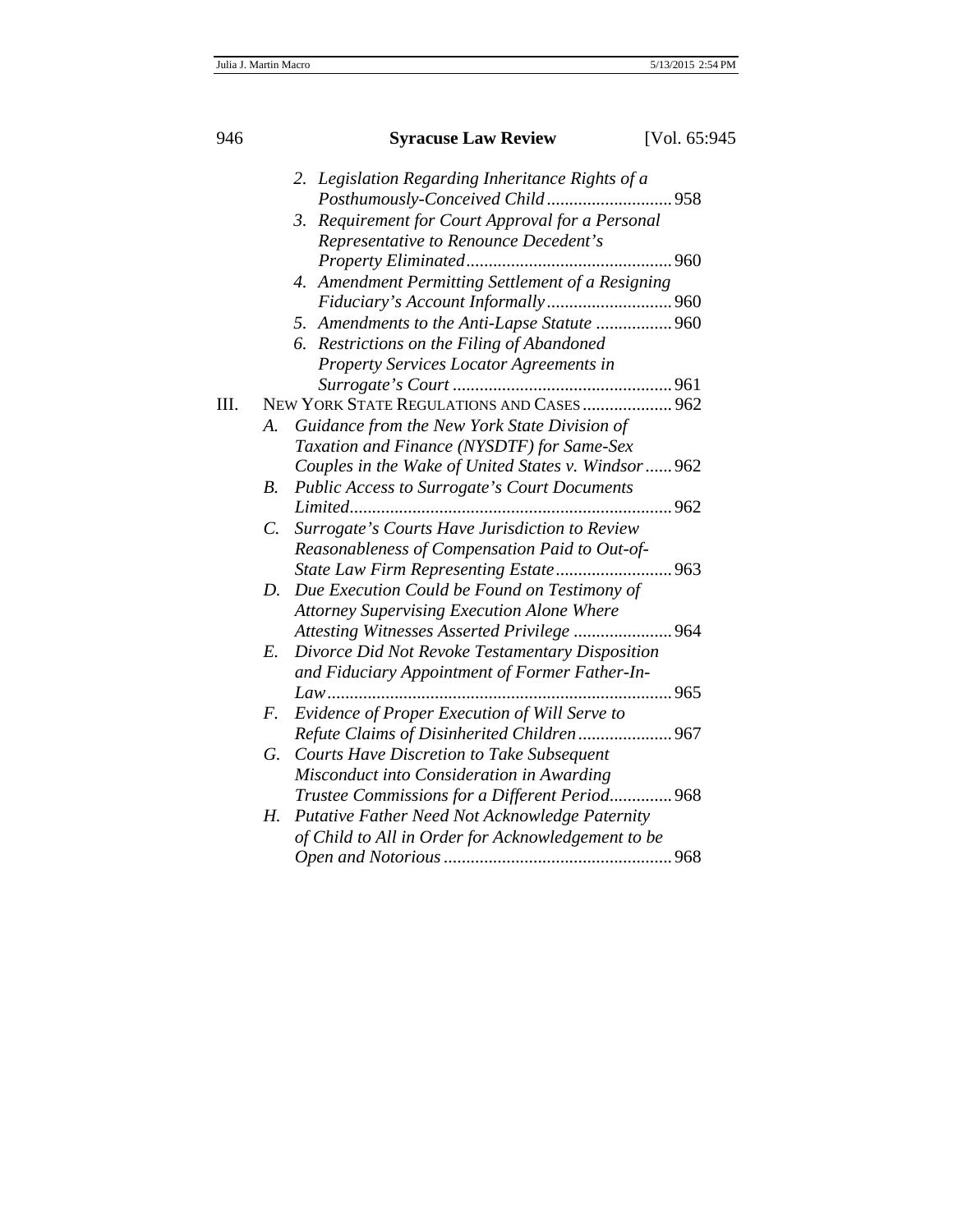2. *Legislation Regarding Inheritance Rights of a Posthumously-Conceived Child* ............................ 958
3. *Requirement for Court Approval for a Personal Representative to Renounce Decedent's Property Eliminated* ............................................. 960
4. *Amendment Permitting Settlement of a Resigning Fiduciary's Account Informally* ............................ 960
5. *Amendments to the Anti-Lapse Statute* ................. 960
6. *Restrictions on the Filing of Abandoned Property Services Locator Agreements in Surrogate's Court* ................................................. 961

III. NEW YORK STATE REGULATIONS AND CASES .................... 962

A. *Guidance from the New York State Division of Taxation and Finance (NYSDTF) for Same-Sex Couples in the Wake of United States v. Windsor* ...... 962

B. *Public Access to Surrogate's Court Documents Limited* ........................................................................ 962

C. *Surrogate's Courts Have Jurisdiction to Review Reasonableness of Compensation Paid to Out-of-State Law Firm Representing Estate* .......................... 963

D. *Due Execution Could be Found on Testimony of Attorney Supervising Execution Alone Where Attesting Witnesses Asserted Privilege* ...................... 964

E. *Divorce Did Not Revoke Testamentary Disposition and Fiduciary Appointment of Former Father-In-Law* ............................................................................ 965

F. *Evidence of Proper Execution of Will Serve to Refute Claims of Disinherited Children* ..................... 967

G. *Courts Have Discretion to Take Subsequent Misconduct into Consideration in Awarding Trustee Commissions for a Different Period* .............. 968

H. *Putative Father Need Not Acknowledge Paternity of Child to All in Order for Acknowledgement to be Open and Notorious* ................................................... 968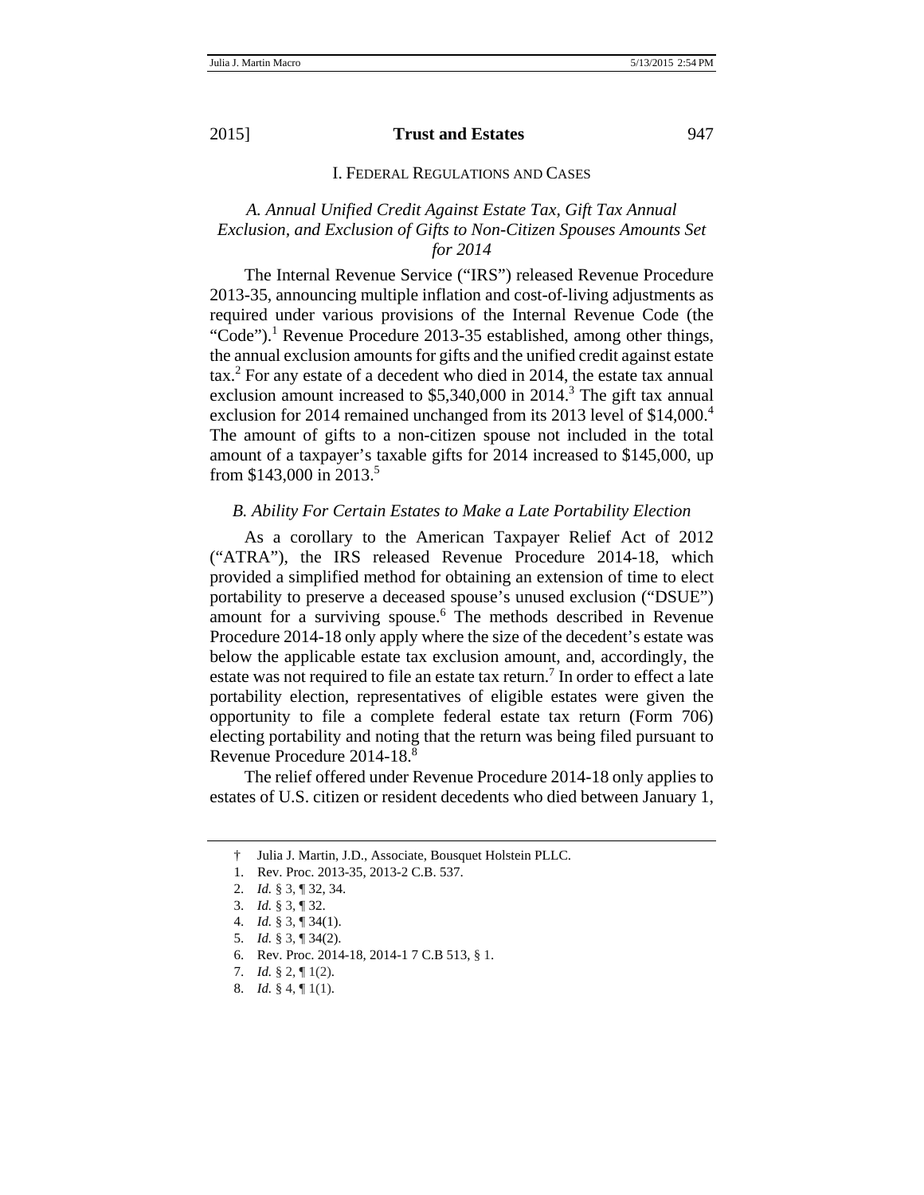## I. Federal Regulations and Cases

### *A. Annual Unified Credit Against Estate Tax, Gift Tax Annual Exclusion, and Exclusion of Gifts to Non-Citizen Spouses Amounts Set for 2014*

The Internal Revenue Service ("IRS") released Revenue Procedure 2013-35, announcing multiple inflation and cost-of-living adjustments as required under various provisions of the Internal Revenue Code (the "Code").[1] Revenue Procedure 2013-35 established, among other things, the annual exclusion amounts for gifts and the unified credit against estate tax.[2] For any estate of a decedent who died in 2014, the estate tax annual exclusion amount increased to $5,340,000 in 2014.[3] The gift tax annual exclusion for 2014 remained unchanged from its 2013 level of $14,000.[4] The amount of gifts to a non-citizen spouse not included in the total amount of a taxpayer's taxable gifts for 2014 increased to $145,000, up from $143,000 in 2013.[5]

### *B. Ability For Certain Estates to Make a Late Portability Election*

As a corollary to the American Taxpayer Relief Act of 2012 ("ATRA"), the IRS released Revenue Procedure 2014-18, which provided a simplified method for obtaining an extension of time to elect portability to preserve a deceased spouse's unused exclusion ("DSUE") amount for a surviving spouse.[6] The methods described in Revenue Procedure 2014-18 only apply where the size of the decedent's estate was below the applicable estate tax exclusion amount, and, accordingly, the estate was not required to file an estate tax return.[7] In order to effect a late portability election, representatives of eligible estates were given the opportunity to file a complete federal estate tax return (Form 706) electing portability and noting that the return was being filed pursuant to Revenue Procedure 2014-18.[8]

The relief offered under Revenue Procedure 2014-18 only applies to estates of U.S. citizen or resident decedents who died between January 1,

---

† Julia J. Martin, J.D., Associate, Bousquet Holstein PLLC.

1. Rev. Proc. 2013-35, 2013-2 C.B. 537.
2. *Id.* § 3, ¶ 32, 34.
3. *Id.* § 3, ¶ 32.
4. *Id.* § 3, ¶ 34(1).
5. *Id.* § 3, ¶ 34(2).
6. Rev. Proc. 2014-18, 2014-1 7 C.B 513, § 1.
7. *Id.* § 2, ¶ 1(2).
8. *Id.* § 4, ¶ 1(1).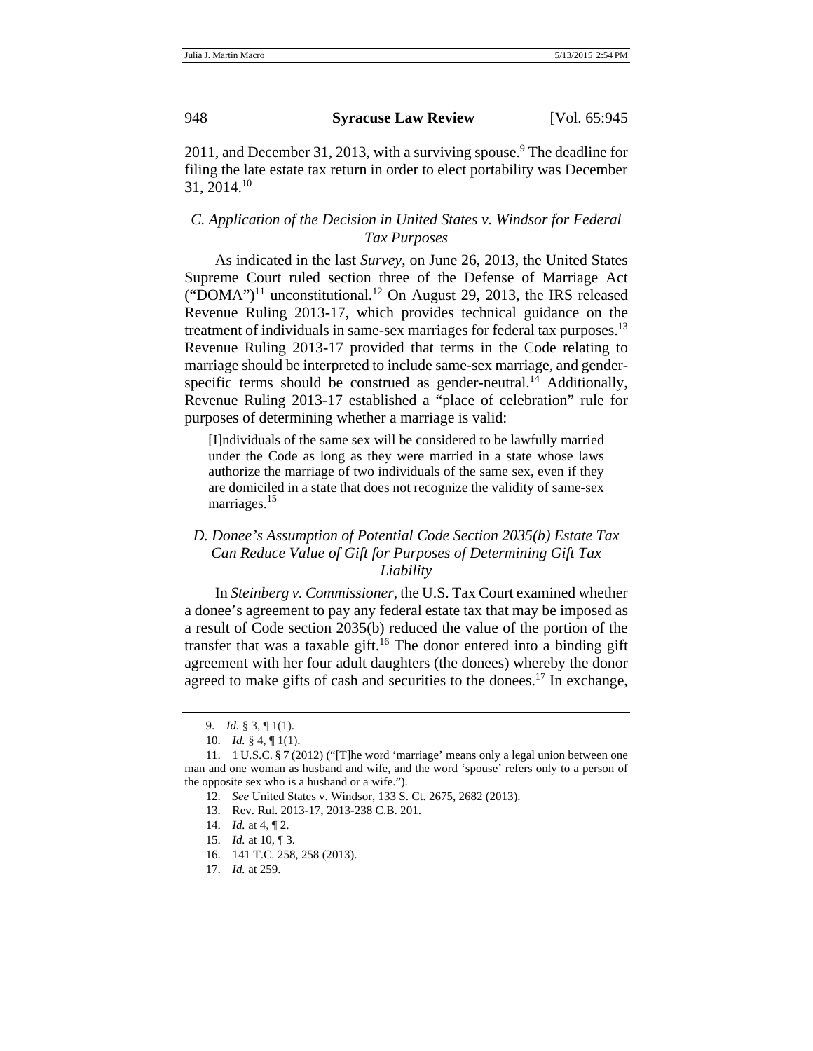2011, and December 31, 2013, with a surviving spouse.[9] The deadline for filing the late estate tax return in order to elect portability was December 31, 2014.[10]

### *C. Application of the Decision in United States v. Windsor for Federal Tax Purposes*

As indicated in the last *Survey*, on June 26, 2013, the United States Supreme Court ruled section three of the Defense of Marriage Act ("DOMA")[11] unconstitutional.[12] On August 29, 2013, the IRS released Revenue Ruling 2013-17, which provides technical guidance on the treatment of individuals in same-sex marriages for federal tax purposes.[13] Revenue Ruling 2013-17 provided that terms in the Code relating to marriage should be interpreted to include same-sex marriage, and gender-specific terms should be construed as gender-neutral.[14] Additionally, Revenue Ruling 2013-17 established a "place of celebration" rule for purposes of determining whether a marriage is valid:

> [I]ndividuals of the same sex will be considered to be lawfully married under the Code as long as they were married in a state whose laws authorize the marriage of two individuals of the same sex, even if they are domiciled in a state that does not recognize the validity of same-sex marriages.[15]

### *D. Donee's Assumption of Potential Code Section 2035(b) Estate Tax Can Reduce Value of Gift for Purposes of Determining Gift Tax Liability*

In *Steinberg v. Commissioner*, the U.S. Tax Court examined whether a donee's agreement to pay any federal estate tax that may be imposed as a result of Code section 2035(b) reduced the value of the portion of the transfer that was a taxable gift.[16] The donor entered into a binding gift agreement with her four adult daughters (the donees) whereby the donor agreed to make gifts of cash and securities to the donees.[17] In exchange,

---

9. *Id.* § 3, ¶ 1(1).

10. *Id.* § 4, ¶ 1(1).

11. 1 U.S.C. § 7 (2012) ("[T]he word 'marriage' means only a legal union between one man and one woman as husband and wife, and the word 'spouse' refers only to a person of the opposite sex who is a husband or a wife.").

12. *See* United States v. Windsor, 133 S. Ct. 2675, 2682 (2013).

13. Rev. Rul. 2013-17, 2013-238 C.B. 201.

14. *Id.* at 4, ¶ 2.

15. *Id.* at 10, ¶ 3.

16. 141 T.C. 258, 258 (2013).

17. *Id.* at 259.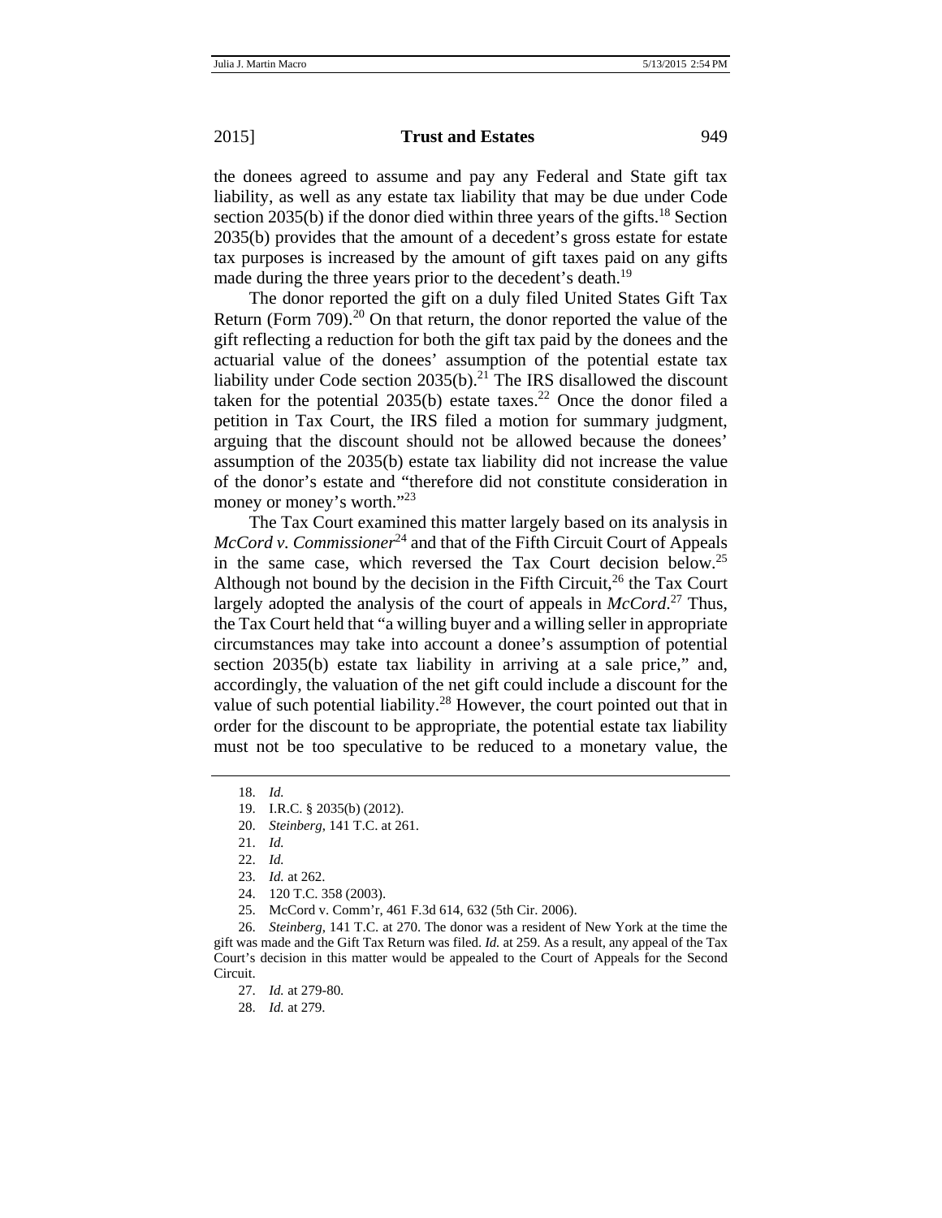the donees agreed to assume and pay any Federal and State gift tax liability, as well as any estate tax liability that may be due under Code section 2035(b) if the donor died within three years of the gifts.[18] Section 2035(b) provides that the amount of a decedent's gross estate for estate tax purposes is increased by the amount of gift taxes paid on any gifts made during the three years prior to the decedent's death.[19]

The donor reported the gift on a duly filed United States Gift Tax Return (Form 709).[20] On that return, the donor reported the value of the gift reflecting a reduction for both the gift tax paid by the donees and the actuarial value of the donees' assumption of the potential estate tax liability under Code section 2035(b).[21] The IRS disallowed the discount taken for the potential 2035(b) estate taxes.[22] Once the donor filed a petition in Tax Court, the IRS filed a motion for summary judgment, arguing that the discount should not be allowed because the donees' assumption of the 2035(b) estate tax liability did not increase the value of the donor's estate and "therefore did not constitute consideration in money or money's worth."[23]

The Tax Court examined this matter largely based on its analysis in *McCord v. Commissioner*[24] and that of the Fifth Circuit Court of Appeals in the same case, which reversed the Tax Court decision below.[25] Although not bound by the decision in the Fifth Circuit,[26] the Tax Court largely adopted the analysis of the court of appeals in *McCord*.[27] Thus, the Tax Court held that "a willing buyer and a willing seller in appropriate circumstances may take into account a donee's assumption of potential section 2035(b) estate tax liability in arriving at a sale price," and, accordingly, the valuation of the net gift could include a discount for the value of such potential liability.[28] However, the court pointed out that in order for the discount to be appropriate, the potential estate tax liability must not be too speculative to be reduced to a monetary value, the

---

18. *Id.*

19. I.R.C. § 2035(b) (2012).

20. *Steinberg*, 141 T.C. at 261.

21. *Id.*

22. *Id.*

23. *Id.* at 262.

24. 120 T.C. 358 (2003).

25. McCord v. Comm'r, 461 F.3d 614, 632 (5th Cir. 2006).

26. *Steinberg*, 141 T.C. at 270. The donor was a resident of New York at the time the gift was made and the Gift Tax Return was filed. *Id.* at 259. As a result, any appeal of the Tax Court's decision in this matter would be appealed to the Court of Appeals for the Second Circuit.

27. *Id.* at 279-80.

28. *Id.* at 279.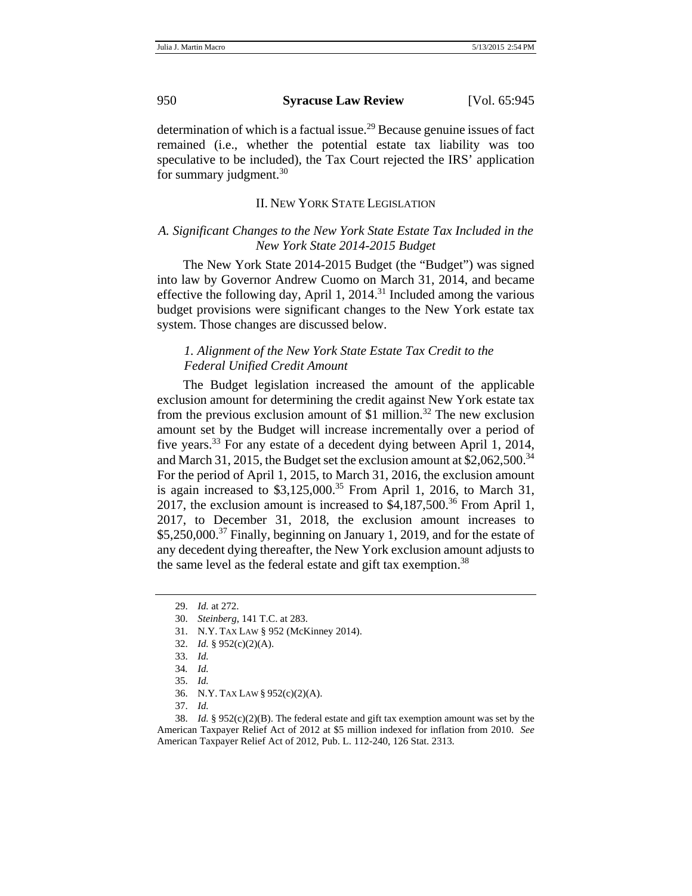determination of which is a factual issue.[29] Because genuine issues of fact remained (i.e., whether the potential estate tax liability was too speculative to be included), the Tax Court rejected the IRS' application for summary judgment.[30]

## II. New York State Legislation

### *A. Significant Changes to the New York State Estate Tax Included in the New York State 2014-2015 Budget*

The New York State 2014-2015 Budget (the "Budget") was signed into law by Governor Andrew Cuomo on March 31, 2014, and became effective the following day, April 1, 2014.[31] Included among the various budget provisions were significant changes to the New York estate tax system. Those changes are discussed below.

#### *1. Alignment of the New York State Estate Tax Credit to the Federal Unified Credit Amount*

The Budget legislation increased the amount of the applicable exclusion amount for determining the credit against New York estate tax from the previous exclusion amount of $1 million.[32] The new exclusion amount set by the Budget will increase incrementally over a period of five years.[33] For any estate of a decedent dying between April 1, 2014, and March 31, 2015, the Budget set the exclusion amount at $2,062,500.[34] For the period of April 1, 2015, to March 31, 2016, the exclusion amount is again increased to $3,125,000.[35] From April 1, 2016, to March 31, 2017, the exclusion amount is increased to $4,187,500.[36] From April 1, 2017, to December 31, 2018, the exclusion amount increases to $5,250,000.[37] Finally, beginning on January 1, 2019, and for the estate of any decedent dying thereafter, the New York exclusion amount adjusts to the same level as the federal estate and gift tax exemption.[38]

---

29. *Id.* at 272.

30. *Steinberg*, 141 T.C. at 283.

31. N.Y. Tax Law § 952 (McKinney 2014).

32. *Id.* § 952(c)(2)(A).

33. *Id.*

34. *Id.*

35. *Id.*

36. N.Y. Tax Law § 952(c)(2)(A).

37. *Id.*

38. *Id.* § 952(c)(2)(B). The federal estate and gift tax exemption amount was set by the American Taxpayer Relief Act of 2012 at $5 million indexed for inflation from 2010. *See* American Taxpayer Relief Act of 2012, Pub. L. 112-240, 126 Stat. 2313.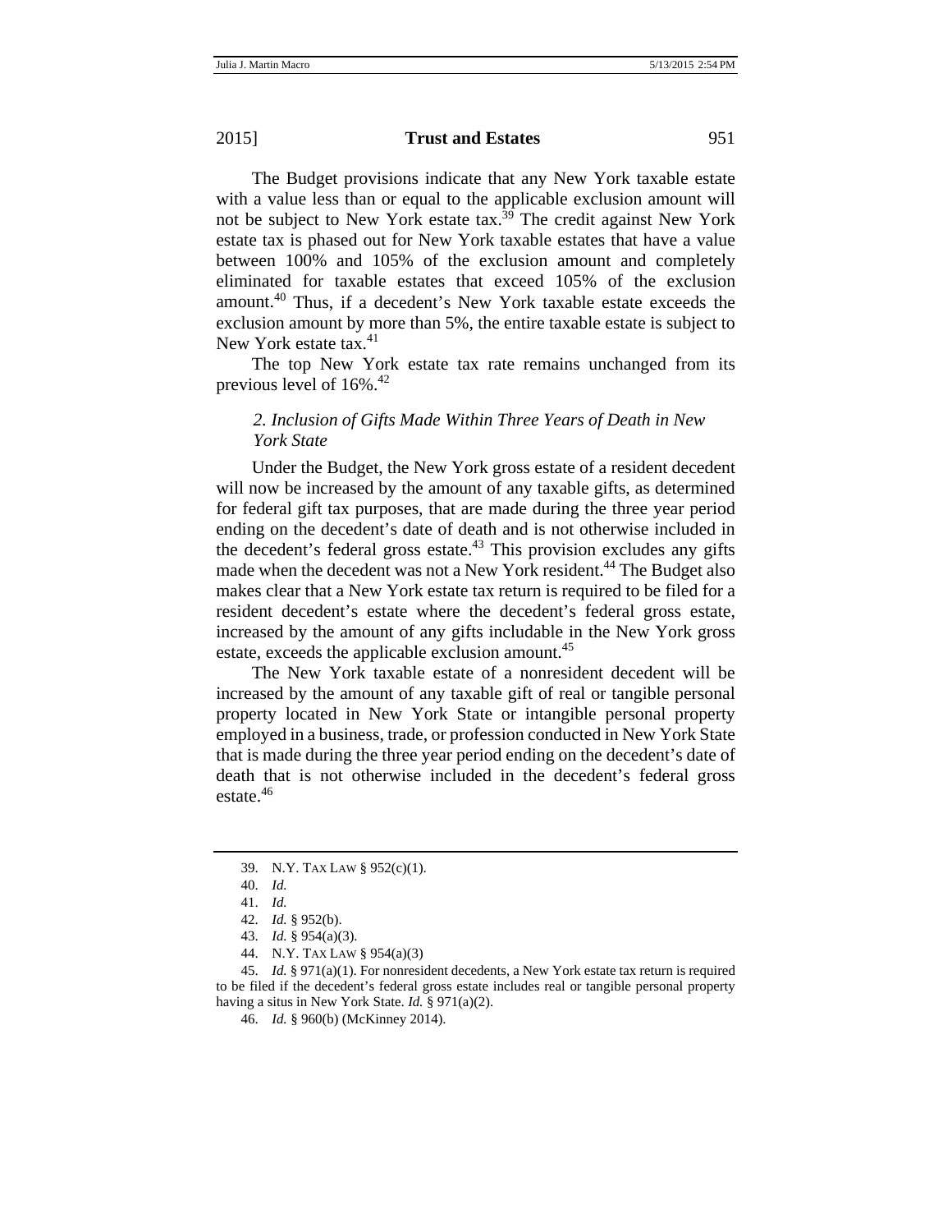The Budget provisions indicate that any New York taxable estate with a value less than or equal to the applicable exclusion amount will not be subject to New York estate tax.[39] The credit against New York estate tax is phased out for New York taxable estates that have a value between 100% and 105% of the exclusion amount and completely eliminated for taxable estates that exceed 105% of the exclusion amount.[40] Thus, if a decedent's New York taxable estate exceeds the exclusion amount by more than 5%, the entire taxable estate is subject to New York estate tax.[41]

The top New York estate tax rate remains unchanged from its previous level of 16%.[42]

### *2. Inclusion of Gifts Made Within Three Years of Death in New York State*

Under the Budget, the New York gross estate of a resident decedent will now be increased by the amount of any taxable gifts, as determined for federal gift tax purposes, that are made during the three year period ending on the decedent's date of death and is not otherwise included in the decedent's federal gross estate.[43] This provision excludes any gifts made when the decedent was not a New York resident.[44] The Budget also makes clear that a New York estate tax return is required to be filed for a resident decedent's estate where the decedent's federal gross estate, increased by the amount of any gifts includable in the New York gross estate, exceeds the applicable exclusion amount.[45]

The New York taxable estate of a nonresident decedent will be increased by the amount of any taxable gift of real or tangible personal property located in New York State or intangible personal property employed in a business, trade, or profession conducted in New York State that is made during the three year period ending on the decedent's date of death that is not otherwise included in the decedent's federal gross estate.[46]

---

39. N.Y. TAX LAW § 952(c)(1).

40. *Id.*

41. *Id.*

42. *Id.* § 952(b).

43. *Id.* § 954(a)(3).

44. N.Y. TAX LAW § 954(a)(3)

45. *Id.* § 971(a)(1). For nonresident decedents, a New York estate tax return is required to be filed if the decedent's federal gross estate includes real or tangible personal property having a situs in New York State. *Id.* § 971(a)(2).

46. *Id.* § 960(b) (McKinney 2014).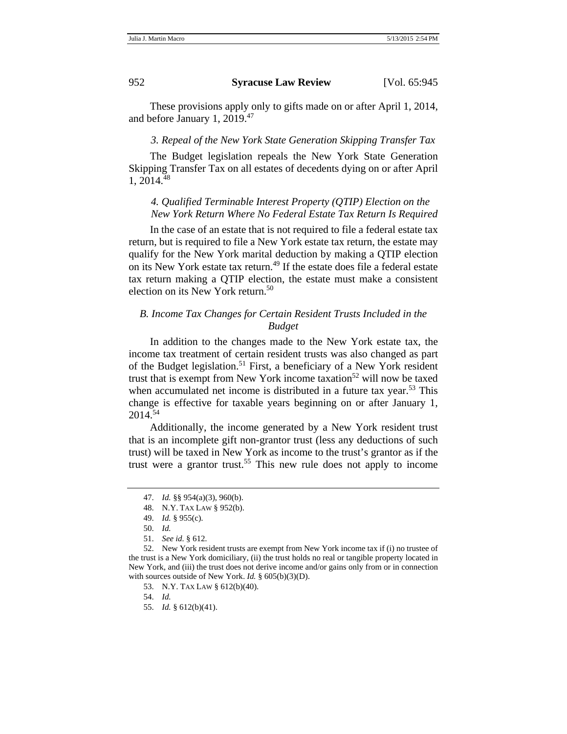These provisions apply only to gifts made on or after April 1, 2014, and before January 1, 2019.[47]

*3. Repeal of the New York State Generation Skipping Transfer Tax*

The Budget legislation repeals the New York State Generation Skipping Transfer Tax on all estates of decedents dying on or after April 1, 2014.[48]

*4. Qualified Terminable Interest Property (QTIP) Election on the New York Return Where No Federal Estate Tax Return Is Required*

In the case of an estate that is not required to file a federal estate tax return, but is required to file a New York estate tax return, the estate may qualify for the New York marital deduction by making a QTIP election on its New York estate tax return.[49] If the estate does file a federal estate tax return making a QTIP election, the estate must make a consistent election on its New York return.[50]

### *B. Income Tax Changes for Certain Resident Trusts Included in the Budget*

In addition to the changes made to the New York estate tax, the income tax treatment of certain resident trusts was also changed as part of the Budget legislation.[51] First, a beneficiary of a New York resident trust that is exempt from New York income taxation[52] will now be taxed when accumulated net income is distributed in a future tax year.[53] This change is effective for taxable years beginning on or after January 1, 2014.[54]

Additionally, the income generated by a New York resident trust that is an incomplete gift non-grantor trust (less any deductions of such trust) will be taxed in New York as income to the trust's grantor as if the trust were a grantor trust.[55] This new rule does not apply to income

---

47. *Id.* §§ 954(a)(3), 960(b).

48. N.Y. TAX LAW § 952(b).

49. *Id.* § 955(c).

50. *Id.*

51. *See id.* § 612.

52. New York resident trusts are exempt from New York income tax if (i) no trustee of the trust is a New York domiciliary, (ii) the trust holds no real or tangible property located in New York, and (iii) the trust does not derive income and/or gains only from or in connection with sources outside of New York. *Id.* § 605(b)(3)(D).

53. N.Y. TAX LAW § 612(b)(40).

54. *Id.*

55. *Id.* § 612(b)(41).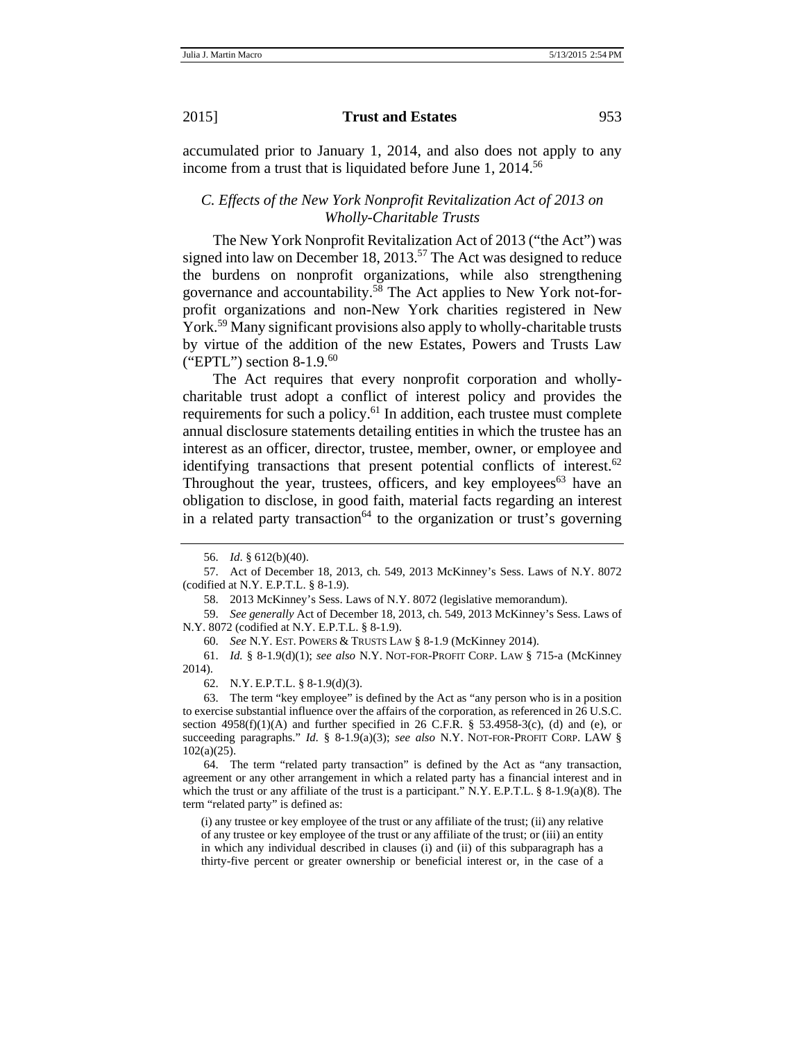accumulated prior to January 1, 2014, and also does not apply to any income from a trust that is liquidated before June 1, 2014.[56]

### *C. Effects of the New York Nonprofit Revitalization Act of 2013 on Wholly-Charitable Trusts*

The New York Nonprofit Revitalization Act of 2013 ("the Act") was signed into law on December 18, 2013.[57] The Act was designed to reduce the burdens on nonprofit organizations, while also strengthening governance and accountability.[58] The Act applies to New York not-for-profit organizations and non-New York charities registered in New York.[59] Many significant provisions also apply to wholly-charitable trusts by virtue of the addition of the new Estates, Powers and Trusts Law ("EPTL") section 8-1.9.[60]

The Act requires that every nonprofit corporation and wholly-charitable trust adopt a conflict of interest policy and provides the requirements for such a policy.[61] In addition, each trustee must complete annual disclosure statements detailing entities in which the trustee has an interest as an officer, director, trustee, member, owner, or employee and identifying transactions that present potential conflicts of interest.[62] Throughout the year, trustees, officers, and key employees[63] have an obligation to disclose, in good faith, material facts regarding an interest in a related party transaction[64] to the organization or trust's governing

---

56. *Id*. § 612(b)(40).

57. Act of December 18, 2013, ch. 549, 2013 McKinney's Sess. Laws of N.Y. 8072 (codified at N.Y. E.P.T.L. § 8-1.9).

58. 2013 McKinney's Sess. Laws of N.Y. 8072 (legislative memorandum).

59. *See generally* Act of December 18, 2013, ch. 549, 2013 McKinney's Sess. Laws of N.Y. 8072 (codified at N.Y. E.P.T.L. § 8-1.9).

60. *See* N.Y. EST. POWERS & TRUSTS LAW § 8-1.9 (McKinney 2014).

61. *Id.* § 8-1.9(d)(1); *see also* N.Y. NOT-FOR-PROFIT CORP. LAW § 715-a (McKinney 2014).

62. N.Y. E.P.T.L. § 8-1.9(d)(3).

63. The term "key employee" is defined by the Act as "any person who is in a position to exercise substantial influence over the affairs of the corporation, as referenced in 26 U.S.C. section 4958(f)(1)(A) and further specified in 26 C.F.R. § 53.4958-3(c), (d) and (e), or succeeding paragraphs." *Id.* § 8-1.9(a)(3); *see also* N.Y. NOT-FOR-PROFIT CORP. LAW § 102(a)(25).

64. The term "related party transaction" is defined by the Act as "any transaction, agreement or any other arrangement in which a related party has a financial interest and in which the trust or any affiliate of the trust is a participant." N.Y. E.P.T.L. § 8-1.9(a)(8). The term "related party" is defined as:

> (i) any trustee or key employee of the trust or any affiliate of the trust; (ii) any relative of any trustee or key employee of the trust or any affiliate of the trust; or (iii) an entity in which any individual described in clauses (i) and (ii) of this subparagraph has a thirty-five percent or greater ownership or beneficial interest or, in the case of a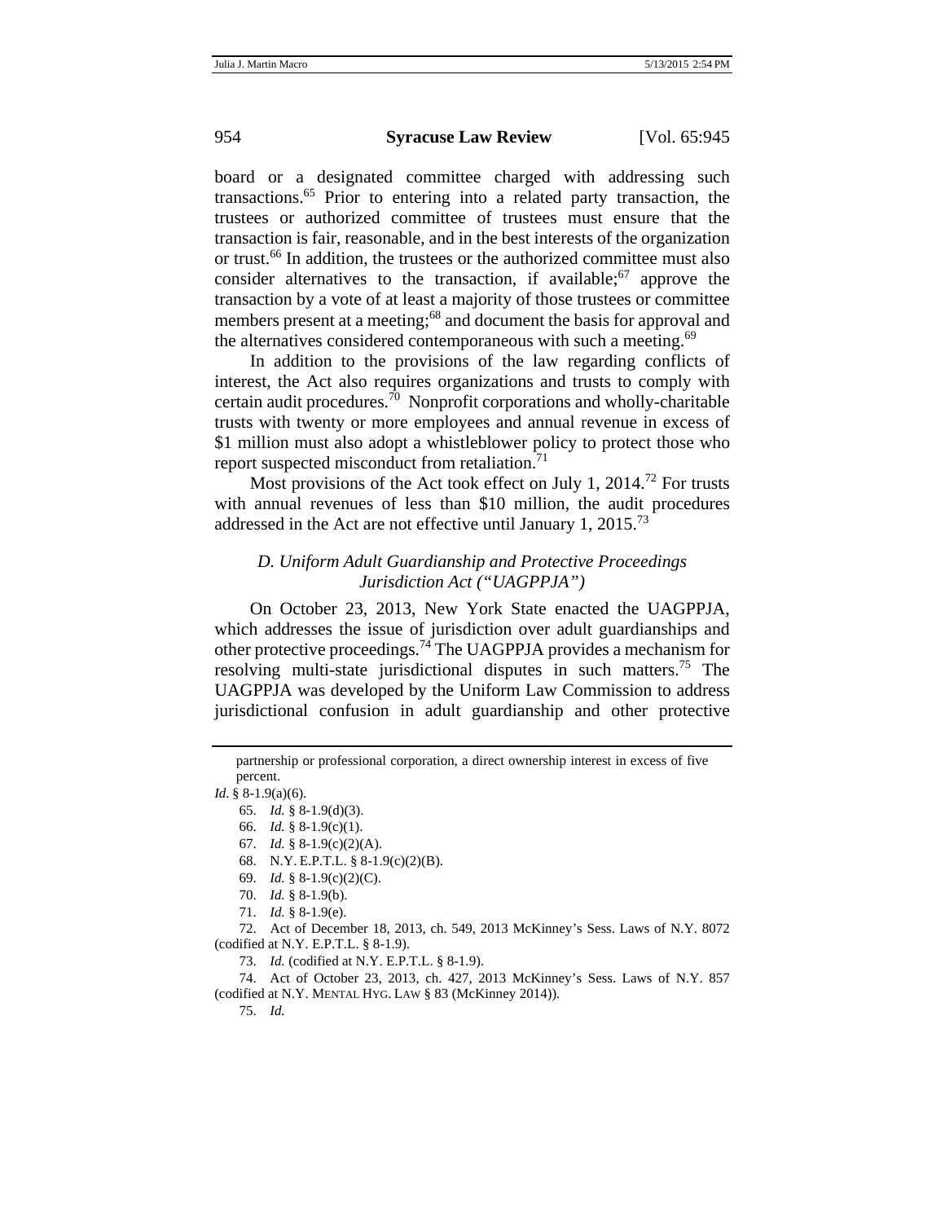board or a designated committee charged with addressing such transactions.[65] Prior to entering into a related party transaction, the trustees or authorized committee of trustees must ensure that the transaction is fair, reasonable, and in the best interests of the organization or trust.[66] In addition, the trustees or the authorized committee must also consider alternatives to the transaction, if available;[67] approve the transaction by a vote of at least a majority of those trustees or committee members present at a meeting;[68] and document the basis for approval and the alternatives considered contemporaneous with such a meeting.[69]

In addition to the provisions of the law regarding conflicts of interest, the Act also requires organizations and trusts to comply with certain audit procedures.[70] Nonprofit corporations and wholly-charitable trusts with twenty or more employees and annual revenue in excess of $1 million must also adopt a whistleblower policy to protect those who report suspected misconduct from retaliation.[71]

Most provisions of the Act took effect on July 1, 2014.[72] For trusts with annual revenues of less than $10 million, the audit procedures addressed in the Act are not effective until January 1, 2015.[73]

### *D. Uniform Adult Guardianship and Protective Proceedings Jurisdiction Act ("UAGPPJA")*

On October 23, 2013, New York State enacted the UAGPPJA, which addresses the issue of jurisdiction over adult guardianships and other protective proceedings.[74] The UAGPPJA provides a mechanism for resolving multi-state jurisdictional disputes in such matters.[75] The UAGPPJA was developed by the Uniform Law Commission to address jurisdictional confusion in adult guardianship and other protective

---

partnership or professional corporation, a direct ownership interest in excess of five percent.

*Id.* § 8-1.9(a)(6).

65. *Id.* § 8-1.9(d)(3).

66. *Id.* § 8-1.9(c)(1).

67. *Id.* § 8-1.9(c)(2)(A).

68. N.Y. E.P.T.L. § 8-1.9(c)(2)(B).

69. *Id.* § 8-1.9(c)(2)(C).

70. *Id.* § 8-1.9(b).

71. *Id.* § 8-1.9(e).

72. Act of December 18, 2013, ch. 549, 2013 McKinney's Sess. Laws of N.Y. 8072 (codified at N.Y. E.P.T.L. § 8-1.9).

73. *Id.* (codified at N.Y. E.P.T.L. § 8-1.9).

74. Act of October 23, 2013, ch. 427, 2013 McKinney's Sess. Laws of N.Y. 857 (codified at N.Y. MENTAL HYG. LAW § 83 (McKinney 2014)).

75. *Id.*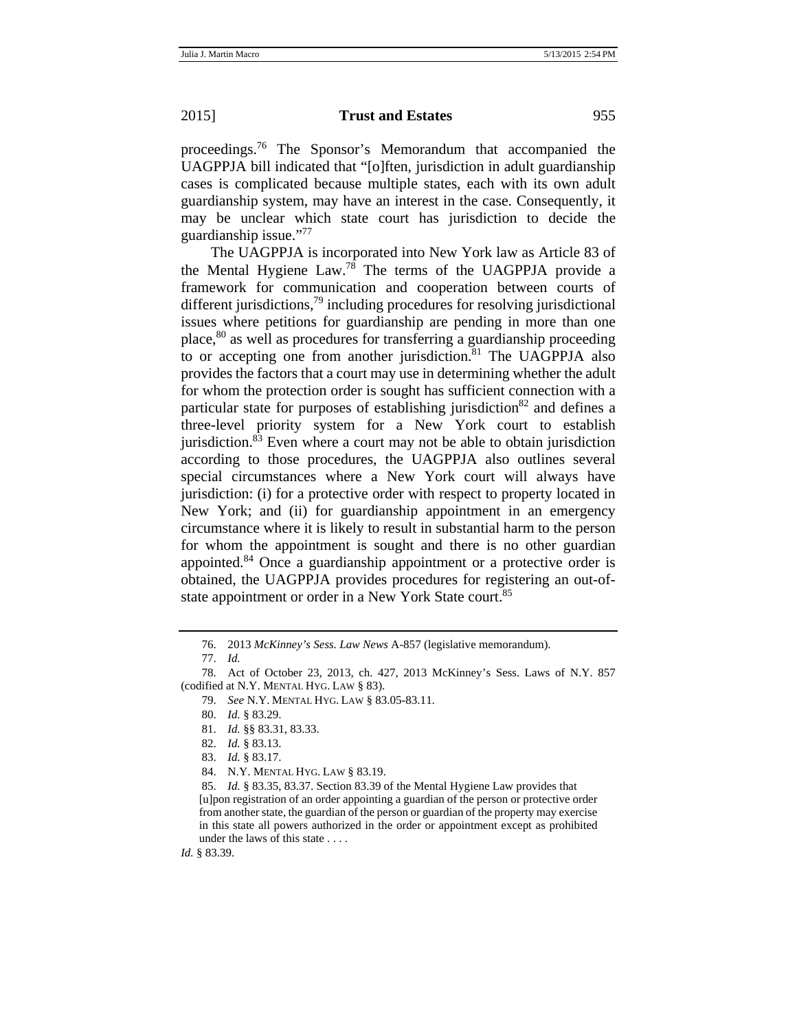proceedings.[76] The Sponsor's Memorandum that accompanied the UAGPPJA bill indicated that "[o]ften, jurisdiction in adult guardianship cases is complicated because multiple states, each with its own adult guardianship system, may have an interest in the case. Consequently, it may be unclear which state court has jurisdiction to decide the guardianship issue."[77]

The UAGPPJA is incorporated into New York law as Article 83 of the Mental Hygiene Law.[78] The terms of the UAGPPJA provide a framework for communication and cooperation between courts of different jurisdictions,[79] including procedures for resolving jurisdictional issues where petitions for guardianship are pending in more than one place,[80] as well as procedures for transferring a guardianship proceeding to or accepting one from another jurisdiction.[81] The UAGPPJA also provides the factors that a court may use in determining whether the adult for whom the protection order is sought has sufficient connection with a particular state for purposes of establishing jurisdiction[82] and defines a three-level priority system for a New York court to establish jurisdiction.[83] Even where a court may not be able to obtain jurisdiction according to those procedures, the UAGPPJA also outlines several special circumstances where a New York court will always have jurisdiction: (i) for a protective order with respect to property located in New York; and (ii) for guardianship appointment in an emergency circumstance where it is likely to result in substantial harm to the person for whom the appointment is sought and there is no other guardian appointed.[84] Once a guardianship appointment or a protective order is obtained, the UAGPPJA provides procedures for registering an out-of-state appointment or order in a New York State court.[85]

---

76. 2013 *McKinney's Sess. Law News* A-857 (legislative memorandum).

77. *Id.*

78. Act of October 23, 2013, ch. 427, 2013 McKinney's Sess. Laws of N.Y. 857 (codified at N.Y. MENTAL HYG. LAW § 83).

79. *See* N.Y. MENTAL HYG. LAW § 83.05-83.11.

80. *Id.* § 83.29.

81. *Id.* §§ 83.31, 83.33.

82. *Id.* § 83.13.

83. *Id.* § 83.17.

84. N.Y. MENTAL HYG. LAW § 83.19.

85. *Id.* § 83.35, 83.37. Section 83.39 of the Mental Hygiene Law provides that

> [u]pon registration of an order appointing a guardian of the person or protective order from another state, the guardian of the person or guardian of the property may exercise in this state all powers authorized in the order or appointment except as prohibited under the laws of this state . . . .

*Id.* § 83.39.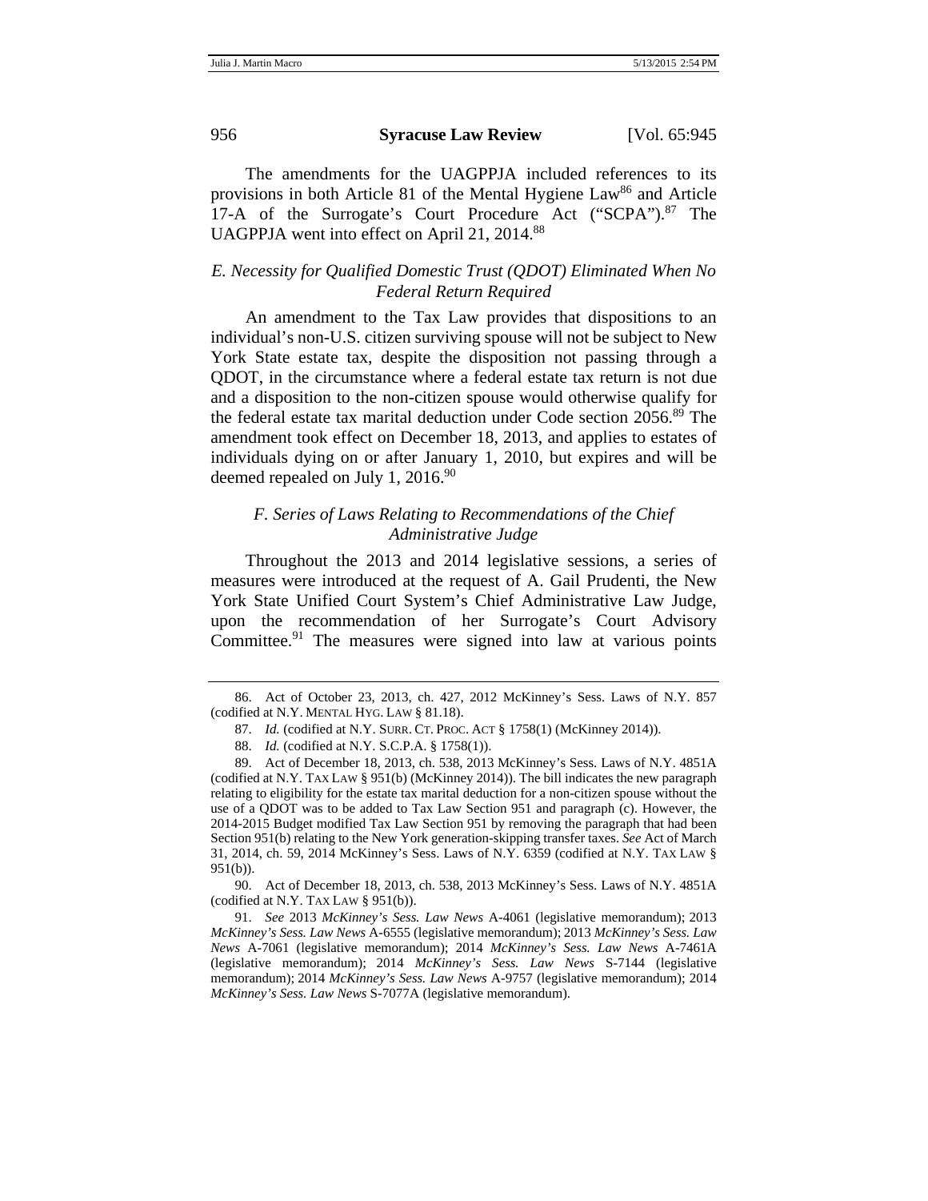The amendments for the UAGPPJA included references to its provisions in both Article 81 of the Mental Hygiene Law[86] and Article 17-A of the Surrogate's Court Procedure Act ("SCPA").[87] The UAGPPJA went into effect on April 21, 2014.[88]

### *E. Necessity for Qualified Domestic Trust (QDOT) Eliminated When No Federal Return Required*

An amendment to the Tax Law provides that dispositions to an individual's non-U.S. citizen surviving spouse will not be subject to New York State estate tax, despite the disposition not passing through a QDOT, in the circumstance where a federal estate tax return is not due and a disposition to the non-citizen spouse would otherwise qualify for the federal estate tax marital deduction under Code section 2056.[89] The amendment took effect on December 18, 2013, and applies to estates of individuals dying on or after January 1, 2010, but expires and will be deemed repealed on July 1, 2016.[90]

### *F. Series of Laws Relating to Recommendations of the Chief Administrative Judge*

Throughout the 2013 and 2014 legislative sessions, a series of measures were introduced at the request of A. Gail Prudenti, the New York State Unified Court System's Chief Administrative Law Judge, upon the recommendation of her Surrogate's Court Advisory Committee.[91] The measures were signed into law at various points

---

86. Act of October 23, 2013, ch. 427, 2012 McKinney's Sess. Laws of N.Y. 857 (codified at N.Y. MENTAL HYG. LAW § 81.18).

87. *Id.* (codified at N.Y. SURR. CT. PROC. ACT § 1758(1) (McKinney 2014)).

88. *Id.* (codified at N.Y. S.C.P.A. § 1758(1)).

89. Act of December 18, 2013, ch. 538, 2013 McKinney's Sess. Laws of N.Y. 4851A (codified at N.Y. TAX LAW § 951(b) (McKinney 2014)). The bill indicates the new paragraph relating to eligibility for the estate tax marital deduction for a non-citizen spouse without the use of a QDOT was to be added to Tax Law Section 951 and paragraph (c). However, the 2014-2015 Budget modified Tax Law Section 951 by removing the paragraph that had been Section 951(b) relating to the New York generation-skipping transfer taxes. *See* Act of March 31, 2014, ch. 59, 2014 McKinney's Sess. Laws of N.Y. 6359 (codified at N.Y. TAX LAW § 951(b)).

90. Act of December 18, 2013, ch. 538, 2013 McKinney's Sess. Laws of N.Y. 4851A (codified at N.Y. TAX LAW § 951(b)).

91. *See* 2013 *McKinney's Sess. Law News* A-4061 (legislative memorandum); 2013 *McKinney's Sess. Law News* A-6555 (legislative memorandum); 2013 *McKinney's Sess. Law News* A-7061 (legislative memorandum); 2014 *McKinney's Sess. Law News* A-7461A (legislative memorandum); 2014 *McKinney's Sess. Law News* S-7144 (legislative memorandum); 2014 *McKinney's Sess. Law News* A-9757 (legislative memorandum); 2014 *McKinney's Sess. Law News* S-7077A (legislative memorandum).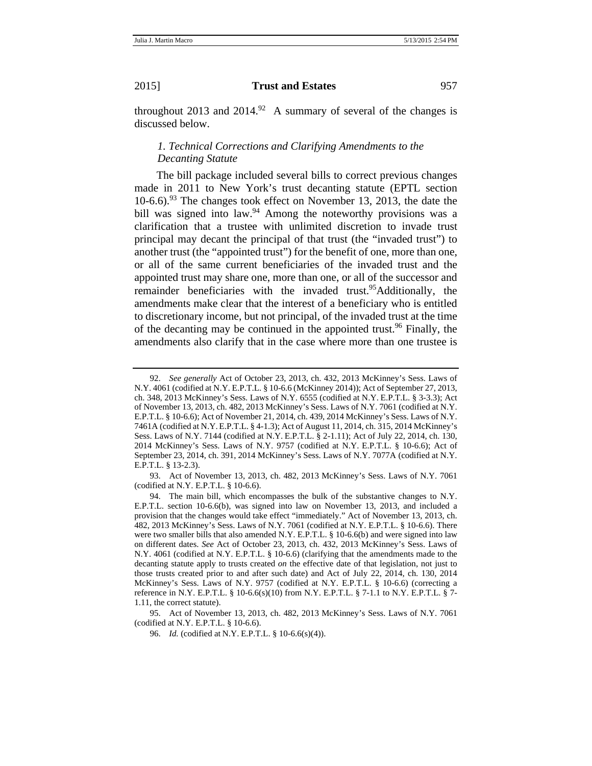throughout 2013 and 2014.[92] A summary of several of the changes is discussed below.

### *1. Technical Corrections and Clarifying Amendments to the Decanting Statute*

The bill package included several bills to correct previous changes made in 2011 to New York's trust decanting statute (EPTL section 10-6.6).[93] The changes took effect on November 13, 2013, the date the bill was signed into law.[94] Among the noteworthy provisions was a clarification that a trustee with unlimited discretion to invade trust principal may decant the principal of that trust (the "invaded trust") to another trust (the "appointed trust") for the benefit of one, more than one, or all of the same current beneficiaries of the invaded trust and the appointed trust may share one, more than one, or all of the successor and remainder beneficiaries with the invaded trust.[95]Additionally, the amendments make clear that the interest of a beneficiary who is entitled to discretionary income, but not principal, of the invaded trust at the time of the decanting may be continued in the appointed trust.[96] Finally, the amendments also clarify that in the case where more than one trustee is

---

92. *See generally* Act of October 23, 2013, ch. 432, 2013 McKinney's Sess. Laws of N.Y. 4061 (codified at N.Y. E.P.T.L. § 10-6.6 (McKinney 2014)); Act of September 27, 2013, ch. 348, 2013 McKinney's Sess. Laws of N.Y. 6555 (codified at N.Y. E.P.T.L. § 3-3.3); Act of November 13, 2013, ch. 482, 2013 McKinney's Sess. Laws of N.Y. 7061 (codified at N.Y. E.P.T.L. § 10-6.6); Act of November 21, 2014, ch. 439, 2014 McKinney's Sess. Laws of N.Y. 7461A (codified at N.Y. E.P.T.L. § 4-1.3); Act of August 11, 2014, ch. 315, 2014 McKinney's Sess. Laws of N.Y. 7144 (codified at N.Y. E.P.T.L. § 2-1.11); Act of July 22, 2014, ch. 130, 2014 McKinney's Sess. Laws of N.Y. 9757 (codified at N.Y. E.P.T.L. § 10-6.6); Act of September 23, 2014, ch. 391, 2014 McKinney's Sess. Laws of N.Y. 7077A (codified at N.Y. E.P.T.L. § 13-2.3).

93. Act of November 13, 2013, ch. 482, 2013 McKinney's Sess. Laws of N.Y. 7061 (codified at N.Y. E.P.T.L. § 10-6.6).

94. The main bill, which encompasses the bulk of the substantive changes to N.Y. E.P.T.L. section 10-6.6(b), was signed into law on November 13, 2013, and included a provision that the changes would take effect "immediately." Act of November 13, 2013, ch. 482, 2013 McKinney's Sess. Laws of N.Y. 7061 (codified at N.Y. E.P.T.L. § 10-6.6). There were two smaller bills that also amended N.Y. E.P.T.L. § 10-6.6(b) and were signed into law on different dates. *See* Act of October 23, 2013, ch. 432, 2013 McKinney's Sess. Laws of N.Y. 4061 (codified at N.Y. E.P.T.L. § 10-6.6) (clarifying that the amendments made to the decanting statute apply to trusts created *on* the effective date of that legislation, not just to those trusts created prior to and after such date) and Act of July 22, 2014, ch. 130, 2014 McKinney's Sess. Laws of N.Y. 9757 (codified at N.Y. E.P.T.L. § 10-6.6) (correcting a reference in N.Y. E.P.T.L. § 10-6.6(s)(10) from N.Y. E.P.T.L. § 7-1.1 to N.Y. E.P.T.L. § 7-1.11, the correct statute).

95. Act of November 13, 2013, ch. 482, 2013 McKinney's Sess. Laws of N.Y. 7061 (codified at N.Y. E.P.T.L. § 10-6.6).

96. *Id.* (codified at N.Y. E.P.T.L. § 10-6.6(s)(4)).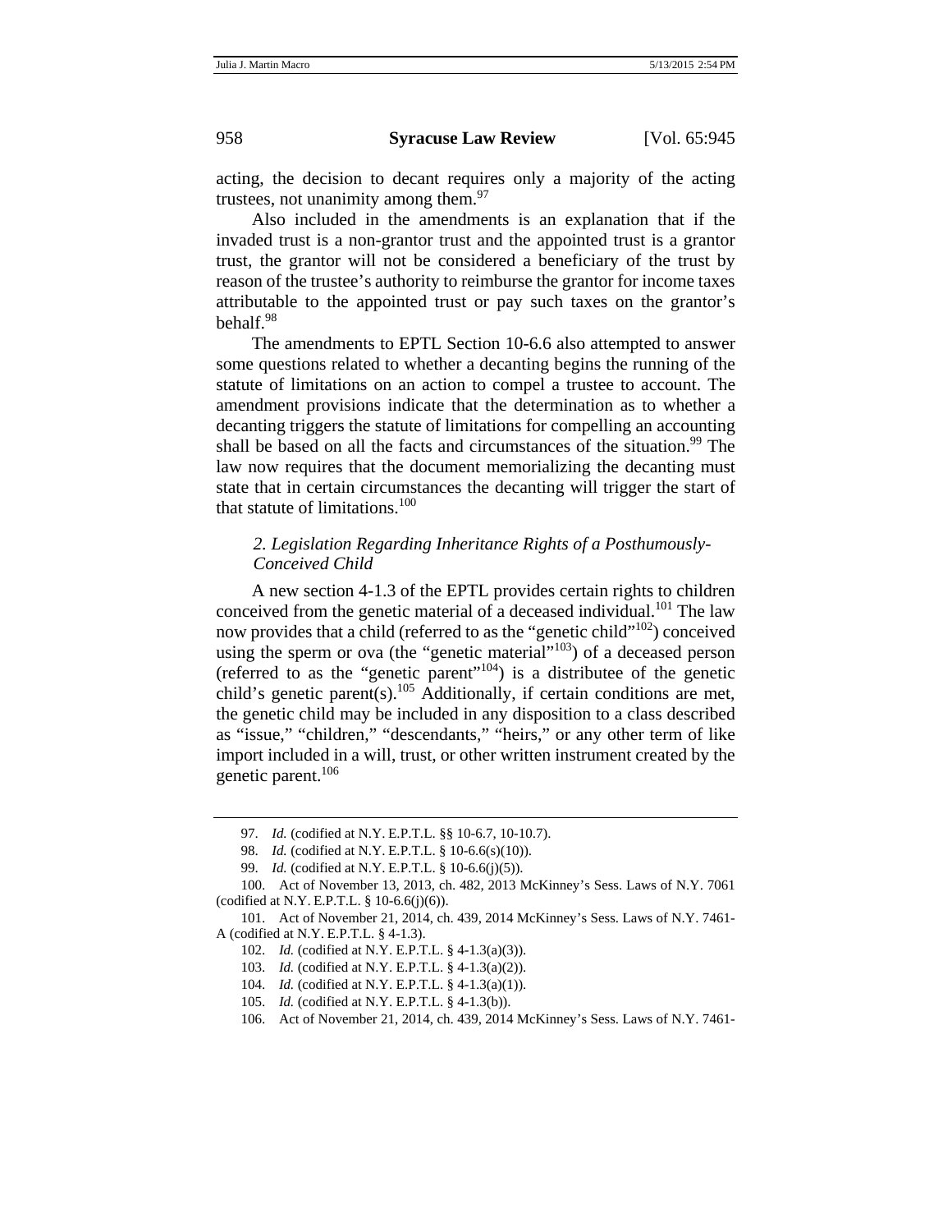acting, the decision to decant requires only a majority of the acting trustees, not unanimity among them.[97]

Also included in the amendments is an explanation that if the invaded trust is a non-grantor trust and the appointed trust is a grantor trust, the grantor will not be considered a beneficiary of the trust by reason of the trustee's authority to reimburse the grantor for income taxes attributable to the appointed trust or pay such taxes on the grantor's behalf.[98]

The amendments to EPTL Section 10-6.6 also attempted to answer some questions related to whether a decanting begins the running of the statute of limitations on an action to compel a trustee to account. The amendment provisions indicate that the determination as to whether a decanting triggers the statute of limitations for compelling an accounting shall be based on all the facts and circumstances of the situation.[99] The law now requires that the document memorializing the decanting must state that in certain circumstances the decanting will trigger the start of that statute of limitations.[100]

### *2. Legislation Regarding Inheritance Rights of a Posthumously-Conceived Child*

A new section 4-1.3 of the EPTL provides certain rights to children conceived from the genetic material of a deceased individual.[101] The law now provides that a child (referred to as the "genetic child"[102]) conceived using the sperm or ova (the "genetic material"[103]) of a deceased person (referred to as the "genetic parent"[104]) is a distributee of the genetic child's genetic parent(s).[105] Additionally, if certain conditions are met, the genetic child may be included in any disposition to a class described as "issue," "children," "descendants," "heirs," or any other term of like import included in a will, trust, or other written instrument created by the genetic parent.[106]

---

97. *Id.* (codified at N.Y. E.P.T.L. §§ 10-6.7, 10-10.7).

98. *Id.* (codified at N.Y. E.P.T.L. § 10-6.6(s)(10)).

99. *Id.* (codified at N.Y. E.P.T.L. § 10-6.6(j)(5)).

100. Act of November 13, 2013, ch. 482, 2013 McKinney's Sess. Laws of N.Y. 7061 (codified at N.Y. E.P.T.L. § 10-6.6(j)(6)).

101. Act of November 21, 2014, ch. 439, 2014 McKinney's Sess. Laws of N.Y. 7461-A (codified at N.Y. E.P.T.L. § 4-1.3).

102. *Id.* (codified at N.Y. E.P.T.L. § 4-1.3(a)(3)).

103. *Id.* (codified at N.Y. E.P.T.L. § 4-1.3(a)(2)).

104. *Id.* (codified at N.Y. E.P.T.L. § 4-1.3(a)(1)).

105. *Id.* (codified at N.Y. E.P.T.L. § 4-1.3(b)).

106. Act of November 21, 2014, ch. 439, 2014 McKinney's Sess. Laws of N.Y. 7461-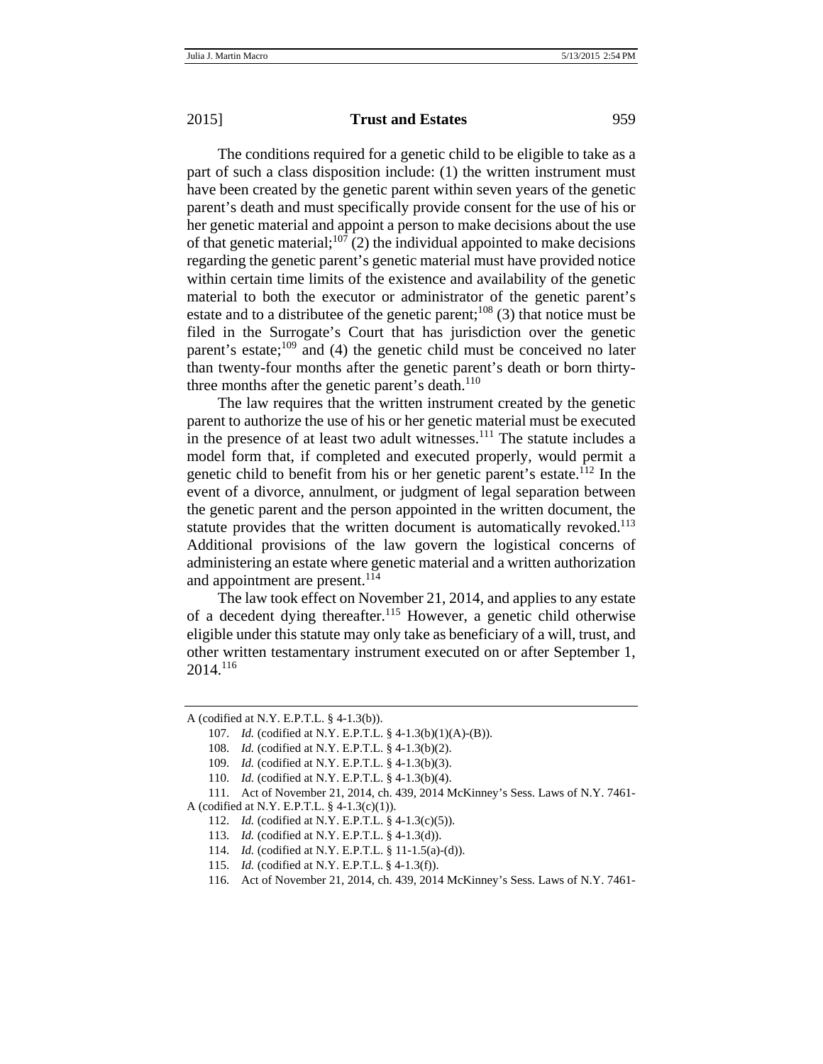The conditions required for a genetic child to be eligible to take as a part of such a class disposition include: (1) the written instrument must have been created by the genetic parent within seven years of the genetic parent's death and must specifically provide consent for the use of his or her genetic material and appoint a person to make decisions about the use of that genetic material;[107] (2) the individual appointed to make decisions regarding the genetic parent's genetic material must have provided notice within certain time limits of the existence and availability of the genetic material to both the executor or administrator of the genetic parent's estate and to a distributee of the genetic parent;[108] (3) that notice must be filed in the Surrogate's Court that has jurisdiction over the genetic parent's estate;[109] and (4) the genetic child must be conceived no later than twenty-four months after the genetic parent's death or born thirty-three months after the genetic parent's death.[110]

The law requires that the written instrument created by the genetic parent to authorize the use of his or her genetic material must be executed in the presence of at least two adult witnesses.[111] The statute includes a model form that, if completed and executed properly, would permit a genetic child to benefit from his or her genetic parent's estate.[112] In the event of a divorce, annulment, or judgment of legal separation between the genetic parent and the person appointed in the written document, the statute provides that the written document is automatically revoked.[113] Additional provisions of the law govern the logistical concerns of administering an estate where genetic material and a written authorization and appointment are present.[114]

The law took effect on November 21, 2014, and applies to any estate of a decedent dying thereafter.[115] However, a genetic child otherwise eligible under this statute may only take as beneficiary of a will, trust, and other written testamentary instrument executed on or after September 1, 2014.[116]

---

A (codified at N.Y. E.P.T.L. § 4-1.3(b)).

107. *Id.* (codified at N.Y. E.P.T.L. § 4-1.3(b)(1)(A)-(B)).

108. *Id.* (codified at N.Y. E.P.T.L. § 4-1.3(b)(2).

109. *Id.* (codified at N.Y. E.P.T.L. § 4-1.3(b)(3).

110. *Id.* (codified at N.Y. E.P.T.L. § 4-1.3(b)(4).

111. Act of November 21, 2014, ch. 439, 2014 McKinney's Sess. Laws of N.Y. 7461-A (codified at N.Y. E.P.T.L. § 4-1.3(c)(1)).

112. *Id.* (codified at N.Y. E.P.T.L. § 4-1.3(c)(5)).

113. *Id.* (codified at N.Y. E.P.T.L. § 4-1.3(d)).

114. *Id.* (codified at N.Y. E.P.T.L. § 11-1.5(a)-(d)).

115. *Id.* (codified at N.Y. E.P.T.L. § 4-1.3(f)).

116. Act of November 21, 2014, ch. 439, 2014 McKinney's Sess. Laws of N.Y. 7461-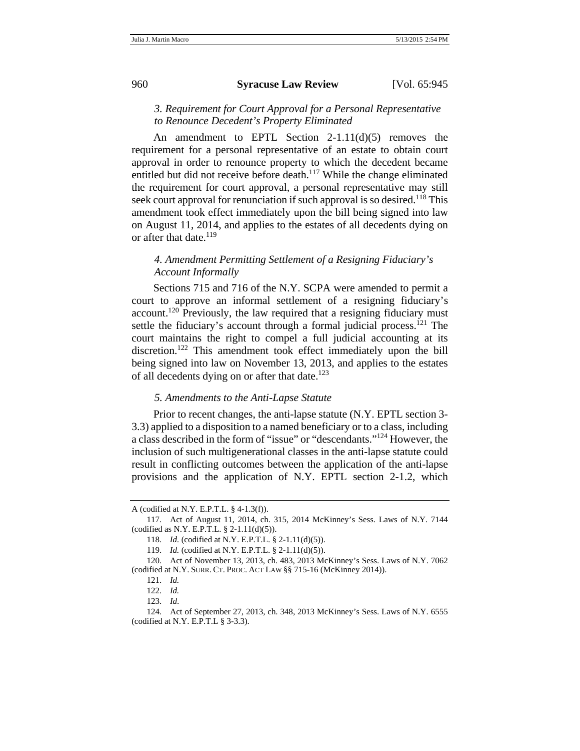### *3. Requirement for Court Approval for a Personal Representative to Renounce Decedent's Property Eliminated*

An amendment to EPTL Section 2-1.11(d)(5) removes the requirement for a personal representative of an estate to obtain court approval in order to renounce property to which the decedent became entitled but did not receive before death.[117] While the change eliminated the requirement for court approval, a personal representative may still seek court approval for renunciation if such approval is so desired.[118] This amendment took effect immediately upon the bill being signed into law on August 11, 2014, and applies to the estates of all decedents dying on or after that date.[119]

### *4. Amendment Permitting Settlement of a Resigning Fiduciary's Account Informally*

Sections 715 and 716 of the N.Y. SCPA were amended to permit a court to approve an informal settlement of a resigning fiduciary's account.[120] Previously, the law required that a resigning fiduciary must settle the fiduciary's account through a formal judicial process.[121] The court maintains the right to compel a full judicial accounting at its discretion.[122] This amendment took effect immediately upon the bill being signed into law on November 13, 2013, and applies to the estates of all decedents dying on or after that date.[123]

### *5. Amendments to the Anti-Lapse Statute*

Prior to recent changes, the anti-lapse statute (N.Y. EPTL section 3-3.3) applied to a disposition to a named beneficiary or to a class, including a class described in the form of "issue" or "descendants."[124] However, the inclusion of such multigenerational classes in the anti-lapse statute could result in conflicting outcomes between the application of the anti-lapse provisions and the application of N.Y. EPTL section 2-1.2, which

---

A (codified at N.Y. E.P.T.L. § 4-1.3(f)).

117. Act of August 11, 2014, ch. 315, 2014 McKinney's Sess. Laws of N.Y. 7144 (codified as N.Y. E.P.T.L. § 2-1.11(d)(5)).

118. *Id.* (codified at N.Y. E.P.T.L. § 2-1.11(d)(5)).

119. *Id.* (codified at N.Y. E.P.T.L. § 2-1.11(d)(5)).

120. Act of November 13, 2013, ch. 483, 2013 McKinney's Sess. Laws of N.Y. 7062 (codified at N.Y. SURR. CT. PROC. ACT LAW §§ 715-16 (McKinney 2014)).

121. *Id.*

122. *Id.*

123. *Id*.

124. Act of September 27, 2013, ch. 348, 2013 McKinney's Sess. Laws of N.Y. 6555 (codified at N.Y. E.P.T.L § 3-3.3).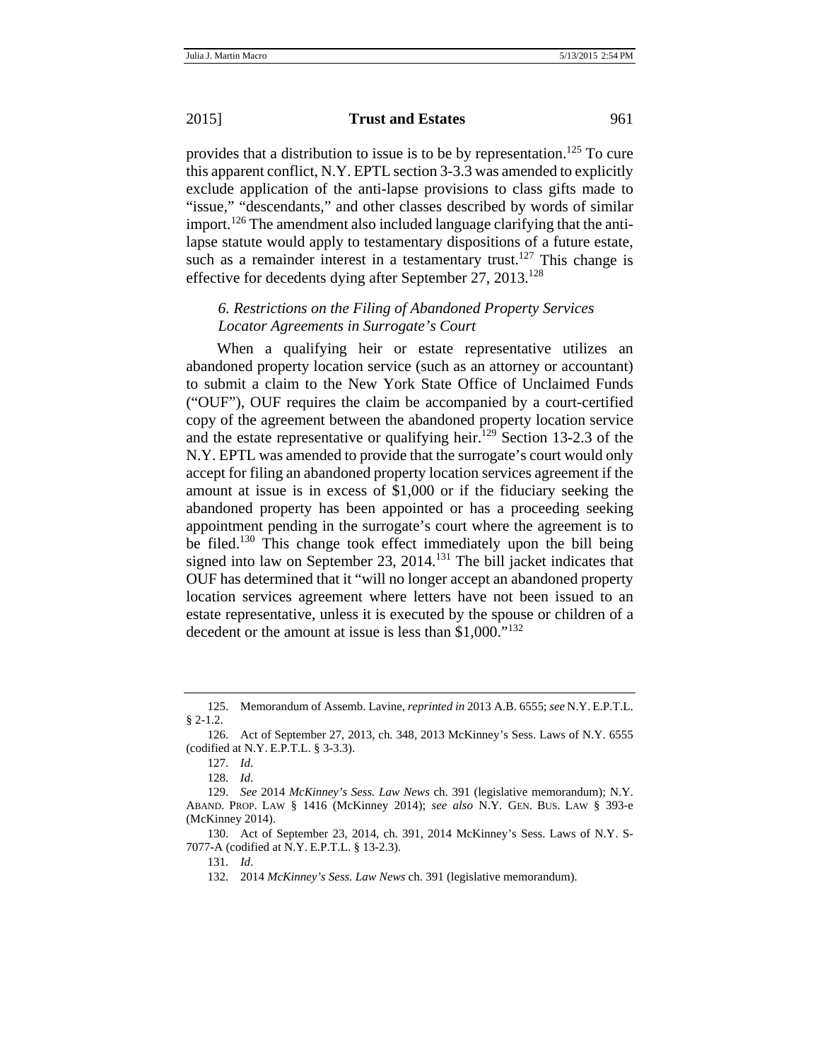provides that a distribution to issue is to be by representation.[125] To cure this apparent conflict, N.Y. EPTL section 3-3.3 was amended to explicitly exclude application of the anti-lapse provisions to class gifts made to "issue," "descendants," and other classes described by words of similar import.[126] The amendment also included language clarifying that the anti-lapse statute would apply to testamentary dispositions of a future estate, such as a remainder interest in a testamentary trust.[127] This change is effective for decedents dying after September 27, 2013.[128]

### *6. Restrictions on the Filing of Abandoned Property Services Locator Agreements in Surrogate's Court*

When a qualifying heir or estate representative utilizes an abandoned property location service (such as an attorney or accountant) to submit a claim to the New York State Office of Unclaimed Funds ("OUF"), OUF requires the claim be accompanied by a court-certified copy of the agreement between the abandoned property location service and the estate representative or qualifying heir.[129] Section 13-2.3 of the N.Y. EPTL was amended to provide that the surrogate's court would only accept for filing an abandoned property location services agreement if the amount at issue is in excess of $1,000 or if the fiduciary seeking the abandoned property has been appointed or has a proceeding seeking appointment pending in the surrogate's court where the agreement is to be filed.[130] This change took effect immediately upon the bill being signed into law on September 23, 2014.[131] The bill jacket indicates that OUF has determined that it "will no longer accept an abandoned property location services agreement where letters have not been issued to an estate representative, unless it is executed by the spouse or children of a decedent or the amount at issue is less than $1,000."[132]

---

125. Memorandum of Assemb. Lavine, *reprinted in* 2013 A.B. 6555; *see* N.Y. E.P.T.L. § 2-1.2.

126. Act of September 27, 2013, ch. 348, 2013 McKinney's Sess. Laws of N.Y. 6555 (codified at N.Y. E.P.T.L. § 3-3.3).

127. *Id.*

128. *Id.*

129. *See* 2014 *McKinney's Sess. Law News* ch. 391 (legislative memorandum); N.Y. ABAND. PROP. LAW § 1416 (McKinney 2014); *see also* N.Y. GEN. BUS. LAW § 393-e (McKinney 2014).

130. Act of September 23, 2014, ch. 391, 2014 McKinney's Sess. Laws of N.Y. S-7077-A (codified at N.Y. E.P.T.L. § 13-2.3).

131. *Id.*

132. 2014 *McKinney's Sess. Law News* ch. 391 (legislative memorandum).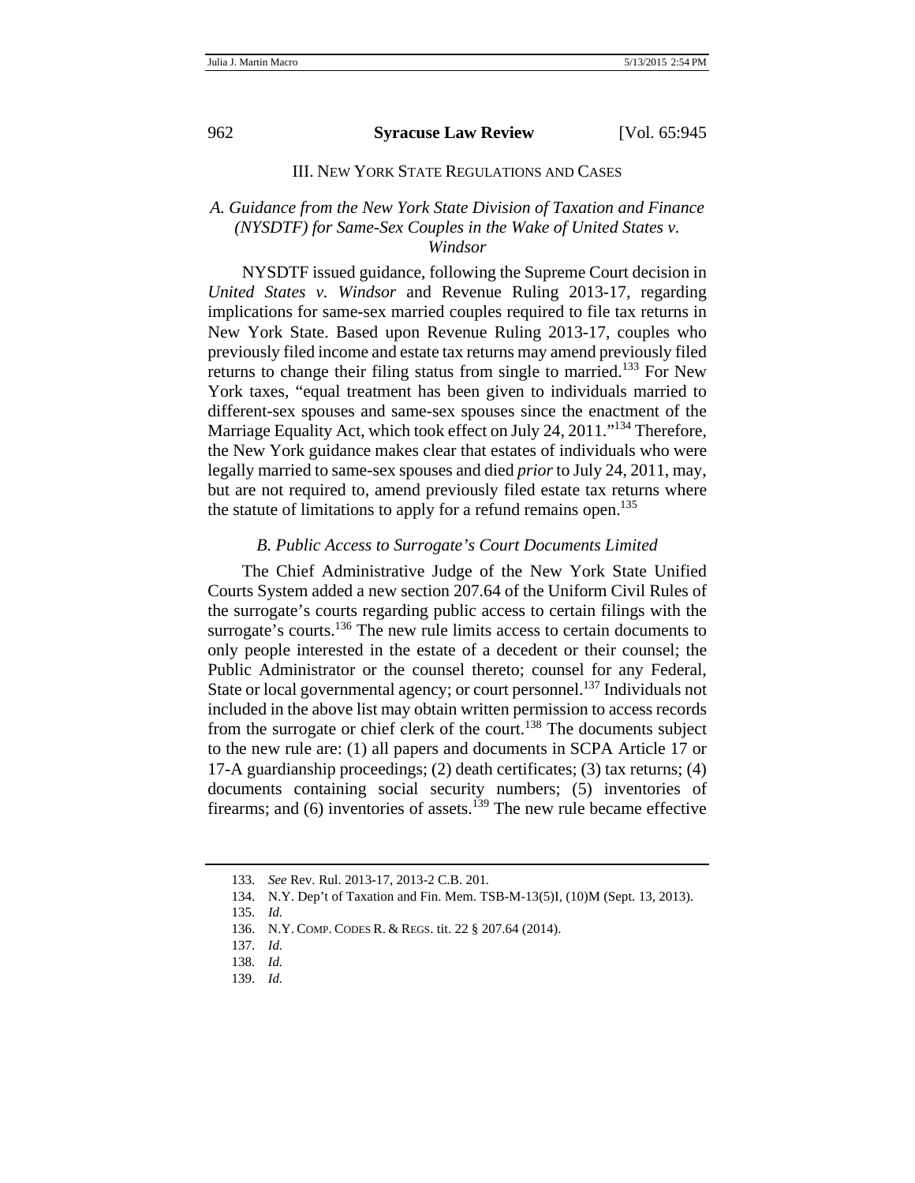## III. New York State Regulations and Cases

### *A. Guidance from the New York State Division of Taxation and Finance (NYSDTF) for Same-Sex Couples in the Wake of United States v. Windsor*

NYSDTF issued guidance, following the Supreme Court decision in *United States v. Windsor* and Revenue Ruling 2013-17, regarding implications for same-sex married couples required to file tax returns in New York State. Based upon Revenue Ruling 2013-17, couples who previously filed income and estate tax returns may amend previously filed returns to change their filing status from single to married.[133] For New York taxes, "equal treatment has been given to individuals married to different-sex spouses and same-sex spouses since the enactment of the Marriage Equality Act, which took effect on July 24, 2011."[134] Therefore, the New York guidance makes clear that estates of individuals who were legally married to same-sex spouses and died *prior* to July 24, 2011, may, but are not required to, amend previously filed estate tax returns where the statute of limitations to apply for a refund remains open.[135]

### *B. Public Access to Surrogate's Court Documents Limited*

The Chief Administrative Judge of the New York State Unified Courts System added a new section 207.64 of the Uniform Civil Rules of the surrogate's courts regarding public access to certain filings with the surrogate's courts.[136] The new rule limits access to certain documents to only people interested in the estate of a decedent or their counsel; the Public Administrator or the counsel thereto; counsel for any Federal, State or local governmental agency; or court personnel.[137] Individuals not included in the above list may obtain written permission to access records from the surrogate or chief clerk of the court.[138] The documents subject to the new rule are: (1) all papers and documents in SCPA Article 17 or 17-A guardianship proceedings; (2) death certificates; (3) tax returns; (4) documents containing social security numbers; (5) inventories of firearms; and (6) inventories of assets.[139] The new rule became effective

---

133. *See* Rev. Rul. 2013-17, 2013-2 C.B. 201.

134. N.Y. Dep't of Taxation and Fin. Mem. TSB-M-13(5)I, (10)M (Sept. 13, 2013).

135. *Id.*

136. N.Y. Comp. Codes R. & Regs. tit. 22 § 207.64 (2014).

137. *Id.*

138. *Id.*

139. *Id.*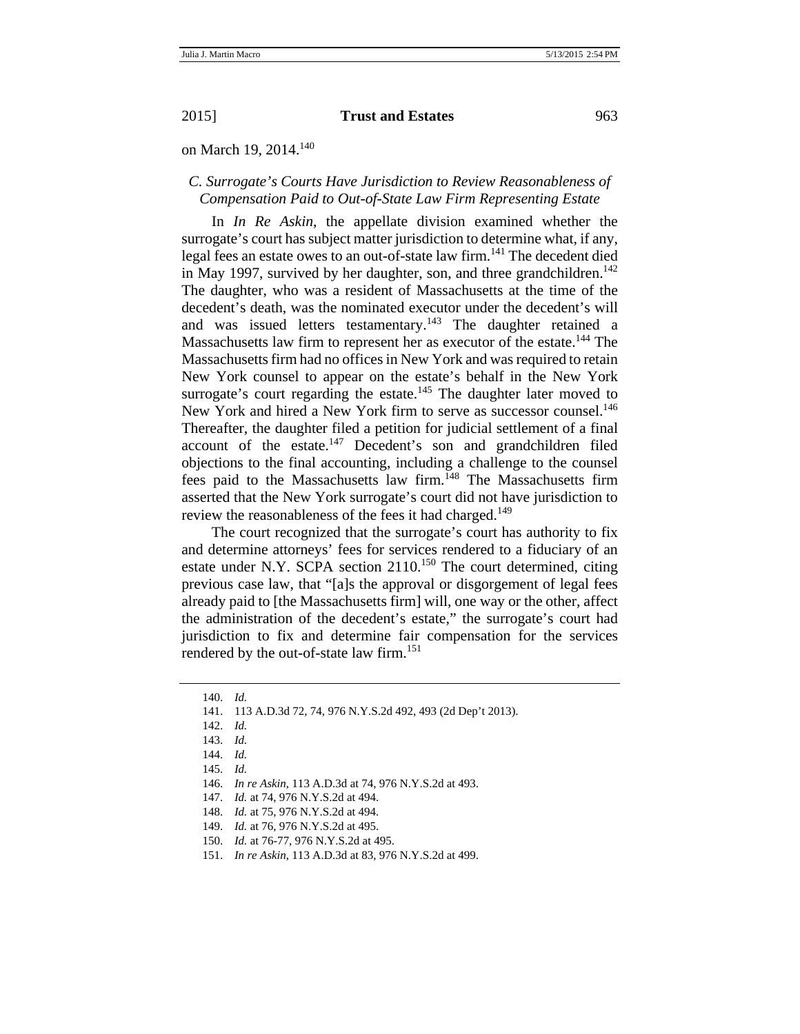on March 19, 2014.[140]

### *C. Surrogate's Courts Have Jurisdiction to Review Reasonableness of Compensation Paid to Out-of-State Law Firm Representing Estate*

In *In Re Askin*, the appellate division examined whether the surrogate's court has subject matter jurisdiction to determine what, if any, legal fees an estate owes to an out-of-state law firm.[141] The decedent died in May 1997, survived by her daughter, son, and three grandchildren.[142] The daughter, who was a resident of Massachusetts at the time of the decedent's death, was the nominated executor under the decedent's will and was issued letters testamentary.[143] The daughter retained a Massachusetts law firm to represent her as executor of the estate.[144] The Massachusetts firm had no offices in New York and was required to retain New York counsel to appear on the estate's behalf in the New York surrogate's court regarding the estate.[145] The daughter later moved to New York and hired a New York firm to serve as successor counsel.[146] Thereafter, the daughter filed a petition for judicial settlement of a final account of the estate.[147] Decedent's son and grandchildren filed objections to the final accounting, including a challenge to the counsel fees paid to the Massachusetts law firm.[148] The Massachusetts firm asserted that the New York surrogate's court did not have jurisdiction to review the reasonableness of the fees it had charged.[149]

The court recognized that the surrogate's court has authority to fix and determine attorneys' fees for services rendered to a fiduciary of an estate under N.Y. SCPA section 2110.[150] The court determined, citing previous case law, that "[a]s the approval or disgorgement of legal fees already paid to [the Massachusetts firm] will, one way or the other, affect the administration of the decedent's estate," the surrogate's court had jurisdiction to fix and determine fair compensation for the services rendered by the out-of-state law firm.[151]

---

140. *Id.*

141. 113 A.D.3d 72, 74, 976 N.Y.S.2d 492, 493 (2d Dep't 2013).

142. *Id.*

143. *Id.*

144. *Id.*

145. *Id.*

146. *In re Askin*, 113 A.D.3d at 74, 976 N.Y.S.2d at 493.

147. *Id.* at 74, 976 N.Y.S.2d at 494.

148. *Id.* at 75, 976 N.Y.S.2d at 494.

149. *Id.* at 76, 976 N.Y.S.2d at 495.

150. *Id.* at 76-77, 976 N.Y.S.2d at 495.

151. *In re Askin*, 113 A.D.3d at 83, 976 N.Y.S.2d at 499.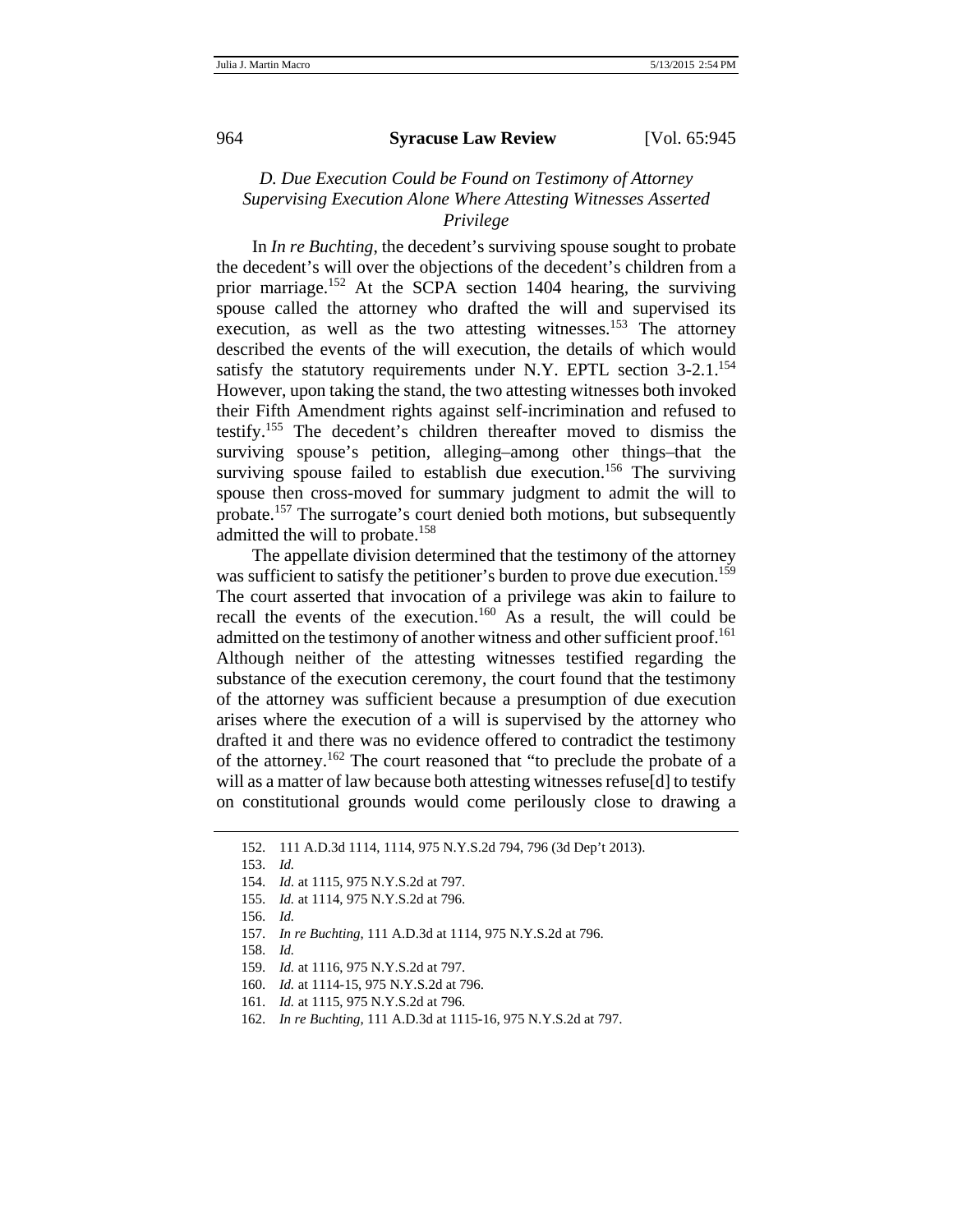### *D. Due Execution Could be Found on Testimony of Attorney Supervising Execution Alone Where Attesting Witnesses Asserted Privilege*

In *In re Buchting*, the decedent's surviving spouse sought to probate the decedent's will over the objections of the decedent's children from a prior marriage.[152] At the SCPA section 1404 hearing, the surviving spouse called the attorney who drafted the will and supervised its execution, as well as the two attesting witnesses.[153] The attorney described the events of the will execution, the details of which would satisfy the statutory requirements under N.Y. EPTL section 3-2.1.[154] However, upon taking the stand, the two attesting witnesses both invoked their Fifth Amendment rights against self-incrimination and refused to testify.[155] The decedent's children thereafter moved to dismiss the surviving spouse's petition, alleging–among other things–that the surviving spouse failed to establish due execution.[156] The surviving spouse then cross-moved for summary judgment to admit the will to probate.[157] The surrogate's court denied both motions, but subsequently admitted the will to probate.[158]

The appellate division determined that the testimony of the attorney was sufficient to satisfy the petitioner's burden to prove due execution.[159] The court asserted that invocation of a privilege was akin to failure to recall the events of the execution.[160] As a result, the will could be admitted on the testimony of another witness and other sufficient proof.[161] Although neither of the attesting witnesses testified regarding the substance of the execution ceremony, the court found that the testimony of the attorney was sufficient because a presumption of due execution arises where the execution of a will is supervised by the attorney who drafted it and there was no evidence offered to contradict the testimony of the attorney.[162] The court reasoned that "to preclude the probate of a will as a matter of law because both attesting witnesses refuse[d] to testify on constitutional grounds would come perilously close to drawing a

---

152. 111 A.D.3d 1114, 1114, 975 N.Y.S.2d 794, 796 (3d Dep't 2013).

153. *Id.*

154. *Id.* at 1115, 975 N.Y.S.2d at 797.

155. *Id.* at 1114, 975 N.Y.S.2d at 796.

156. *Id.*

157. *In re Buchting*, 111 A.D.3d at 1114, 975 N.Y.S.2d at 796.

158. *Id.*

159. *Id.* at 1116, 975 N.Y.S.2d at 797.

160. *Id.* at 1114-15, 975 N.Y.S.2d at 796.

161. *Id.* at 1115, 975 N.Y.S.2d at 796.

162. *In re Buchting*, 111 A.D.3d at 1115-16, 975 N.Y.S.2d at 797.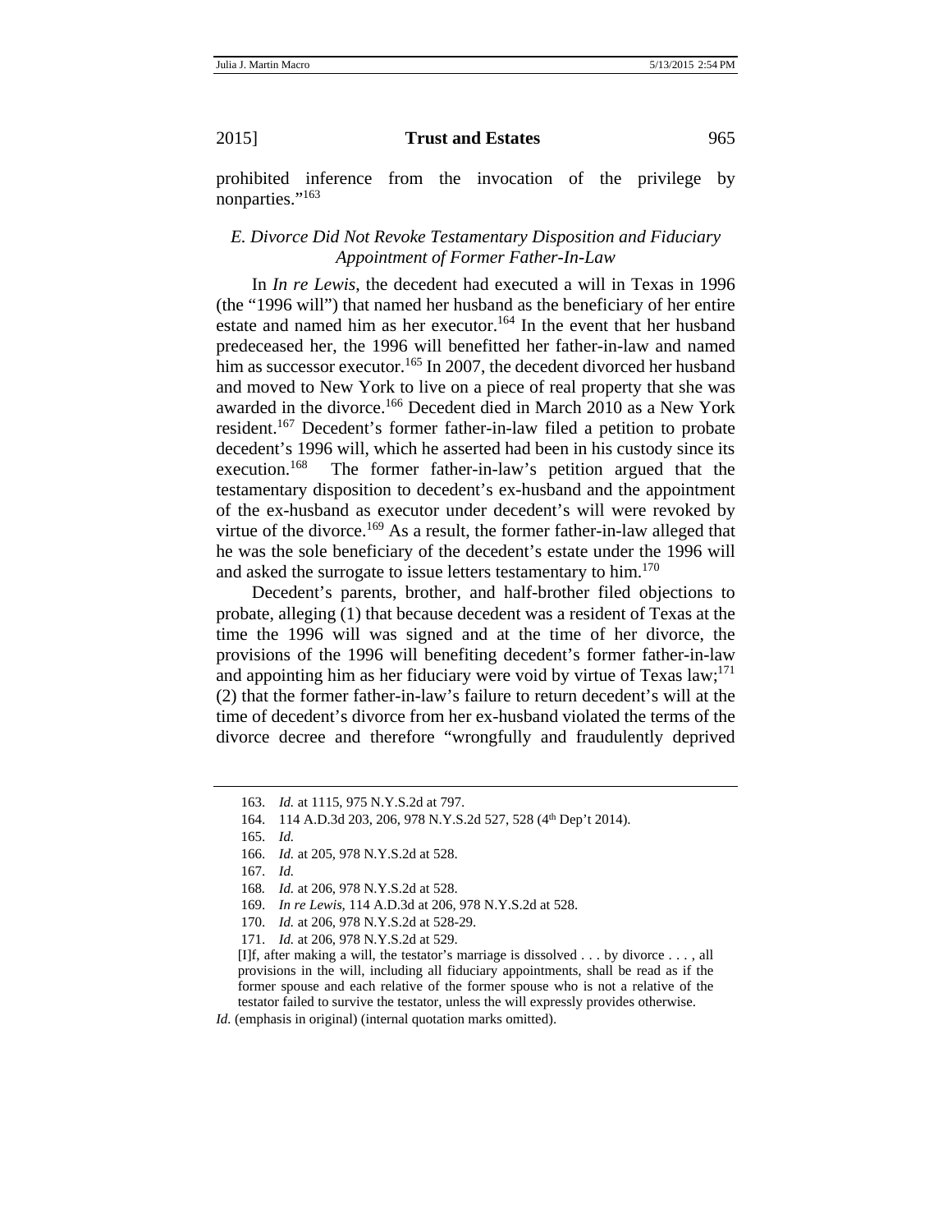prohibited inference from the invocation of the privilege by nonparties."[163]

### *E. Divorce Did Not Revoke Testamentary Disposition and Fiduciary Appointment of Former Father-In-Law*

In *In re Lewis*, the decedent had executed a will in Texas in 1996 (the "1996 will") that named her husband as the beneficiary of her entire estate and named him as her executor.[164] In the event that her husband predeceased her, the 1996 will benefitted her father-in-law and named him as successor executor.[165] In 2007, the decedent divorced her husband and moved to New York to live on a piece of real property that she was awarded in the divorce.[166] Decedent died in March 2010 as a New York resident.[167] Decedent's former father-in-law filed a petition to probate decedent's 1996 will, which he asserted had been in his custody since its execution.[168] The former father-in-law's petition argued that the testamentary disposition to decedent's ex-husband and the appointment of the ex-husband as executor under decedent's will were revoked by virtue of the divorce.[169] As a result, the former father-in-law alleged that he was the sole beneficiary of the decedent's estate under the 1996 will and asked the surrogate to issue letters testamentary to him.[170]

Decedent's parents, brother, and half-brother filed objections to probate, alleging (1) that because decedent was a resident of Texas at the time the 1996 will was signed and at the time of her divorce, the provisions of the 1996 will benefiting decedent's former father-in-law and appointing him as her fiduciary were void by virtue of Texas law;[171] (2) that the former father-in-law's failure to return decedent's will at the time of decedent's divorce from her ex-husband violated the terms of the divorce decree and therefore "wrongfully and fraudulently deprived

---

163. *Id.* at 1115, 975 N.Y.S.2d at 797.

164. 114 A.D.3d 203, 206, 978 N.Y.S.2d 527, 528 (4th Dep't 2014).

165. *Id.*

166. *Id.* at 205, 978 N.Y.S.2d at 528.

167. *Id.*

168. *Id.* at 206, 978 N.Y.S.2d at 528.

169. *In re Lewis*, 114 A.D.3d at 206, 978 N.Y.S.2d at 528.

170. *Id.* at 206, 978 N.Y.S.2d at 528-29.

171. *Id.* at 206, 978 N.Y.S.2d at 529.

> [I]f, after making a will, the testator's marriage is dissolved . . . by divorce . . . , all provisions in the will, including all fiduciary appointments, shall be read as if the former spouse and each relative of the former spouse who is not a relative of the testator failed to survive the testator, unless the will expressly provides otherwise.

*Id.* (emphasis in original) (internal quotation marks omitted).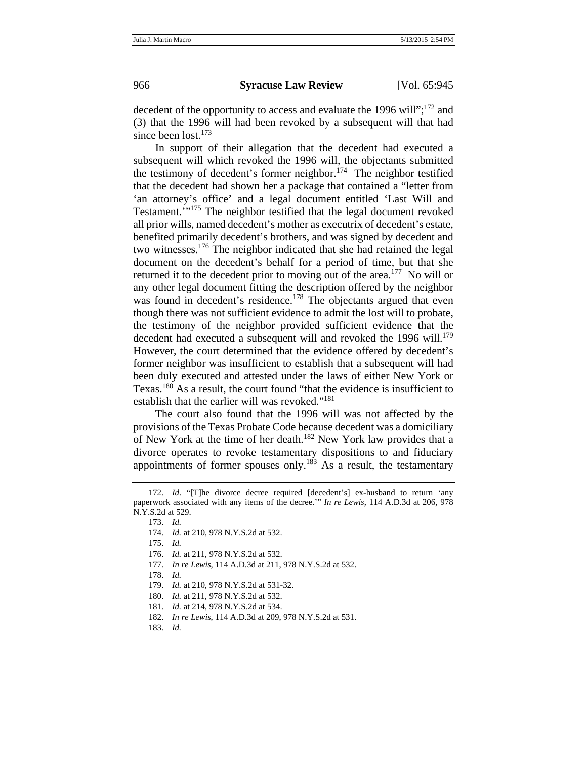decedent of the opportunity to access and evaluate the 1996 will";[172] and (3) that the 1996 will had been revoked by a subsequent will that had since been lost.[173]

In support of their allegation that the decedent had executed a subsequent will which revoked the 1996 will, the objectants submitted the testimony of decedent's former neighbor.[174] The neighbor testified that the decedent had shown her a package that contained a "letter from 'an attorney's office' and a legal document entitled 'Last Will and Testament.'"[175] The neighbor testified that the legal document revoked all prior wills, named decedent's mother as executrix of decedent's estate, benefited primarily decedent's brothers, and was signed by decedent and two witnesses.[176] The neighbor indicated that she had retained the legal document on the decedent's behalf for a period of time, but that she returned it to the decedent prior to moving out of the area.[177] No will or any other legal document fitting the description offered by the neighbor was found in decedent's residence.[178] The objectants argued that even though there was not sufficient evidence to admit the lost will to probate, the testimony of the neighbor provided sufficient evidence that the decedent had executed a subsequent will and revoked the 1996 will.[179] However, the court determined that the evidence offered by decedent's former neighbor was insufficient to establish that a subsequent will had been duly executed and attested under the laws of either New York or Texas.[180] As a result, the court found "that the evidence is insufficient to establish that the earlier will was revoked."[181]

The court also found that the 1996 will was not affected by the provisions of the Texas Probate Code because decedent was a domiciliary of New York at the time of her death.[182] New York law provides that a divorce operates to revoke testamentary dispositions to and fiduciary appointments of former spouses only.[183] As a result, the testamentary

---

172. *Id*. "[T]he divorce decree required [decedent's] ex-husband to return 'any paperwork associated with any items of the decree.'" *In re Lewis*, 114 A.D.3d at 206, 978 N.Y.S.2d at 529.

173. *Id.*

174. *Id.* at 210, 978 N.Y.S.2d at 532.

175. *Id.*

176. *Id.* at 211, 978 N.Y.S.2d at 532.

177. *In re Lewis*, 114 A.D.3d at 211, 978 N.Y.S.2d at 532.

178. *Id.*

179. *Id.* at 210, 978 N.Y.S.2d at 531-32.

180. *Id.* at 211, 978 N.Y.S.2d at 532.

181. *Id.* at 214, 978 N.Y.S.2d at 534.

182. *In re Lewis*, 114 A.D.3d at 209, 978 N.Y.S.2d at 531.

183. *Id.*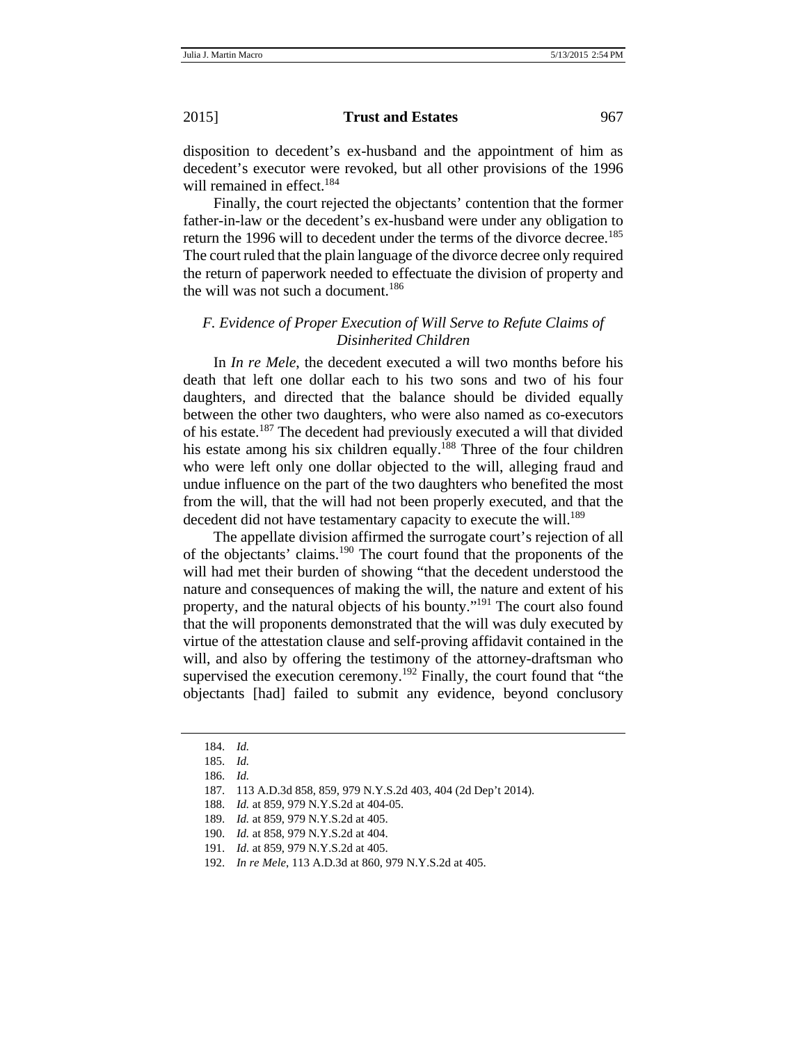disposition to decedent's ex-husband and the appointment of him as decedent's executor were revoked, but all other provisions of the 1996 will remained in effect.[184]

Finally, the court rejected the objectants' contention that the former father-in-law or the decedent's ex-husband were under any obligation to return the 1996 will to decedent under the terms of the divorce decree.[185] The court ruled that the plain language of the divorce decree only required the return of paperwork needed to effectuate the division of property and the will was not such a document.[186]

### *F. Evidence of Proper Execution of Will Serve to Refute Claims of Disinherited Children*

In *In re Mele*, the decedent executed a will two months before his death that left one dollar each to his two sons and two of his four daughters, and directed that the balance should be divided equally between the other two daughters, who were also named as co-executors of his estate.[187] The decedent had previously executed a will that divided his estate among his six children equally.[188] Three of the four children who were left only one dollar objected to the will, alleging fraud and undue influence on the part of the two daughters who benefited the most from the will, that the will had not been properly executed, and that the decedent did not have testamentary capacity to execute the will.[189]

The appellate division affirmed the surrogate court's rejection of all of the objectants' claims.[190] The court found that the proponents of the will had met their burden of showing "that the decedent understood the nature and consequences of making the will, the nature and extent of his property, and the natural objects of his bounty."[191] The court also found that the will proponents demonstrated that the will was duly executed by virtue of the attestation clause and self-proving affidavit contained in the will, and also by offering the testimony of the attorney-draftsman who supervised the execution ceremony.[192] Finally, the court found that "the objectants [had] failed to submit any evidence, beyond conclusory

---

184. *Id.*

185. *Id.*

186. *Id.*

187. 113 A.D.3d 858, 859, 979 N.Y.S.2d 403, 404 (2d Dep't 2014).

188. *Id.* at 859, 979 N.Y.S.2d at 404-05.

189. *Id.* at 859, 979 N.Y.S.2d at 405.

190. *Id.* at 858, 979 N.Y.S.2d at 404.

191. *Id.* at 859, 979 N.Y.S.2d at 405.

192. *In re Mele*, 113 A.D.3d at 860, 979 N.Y.S.2d at 405.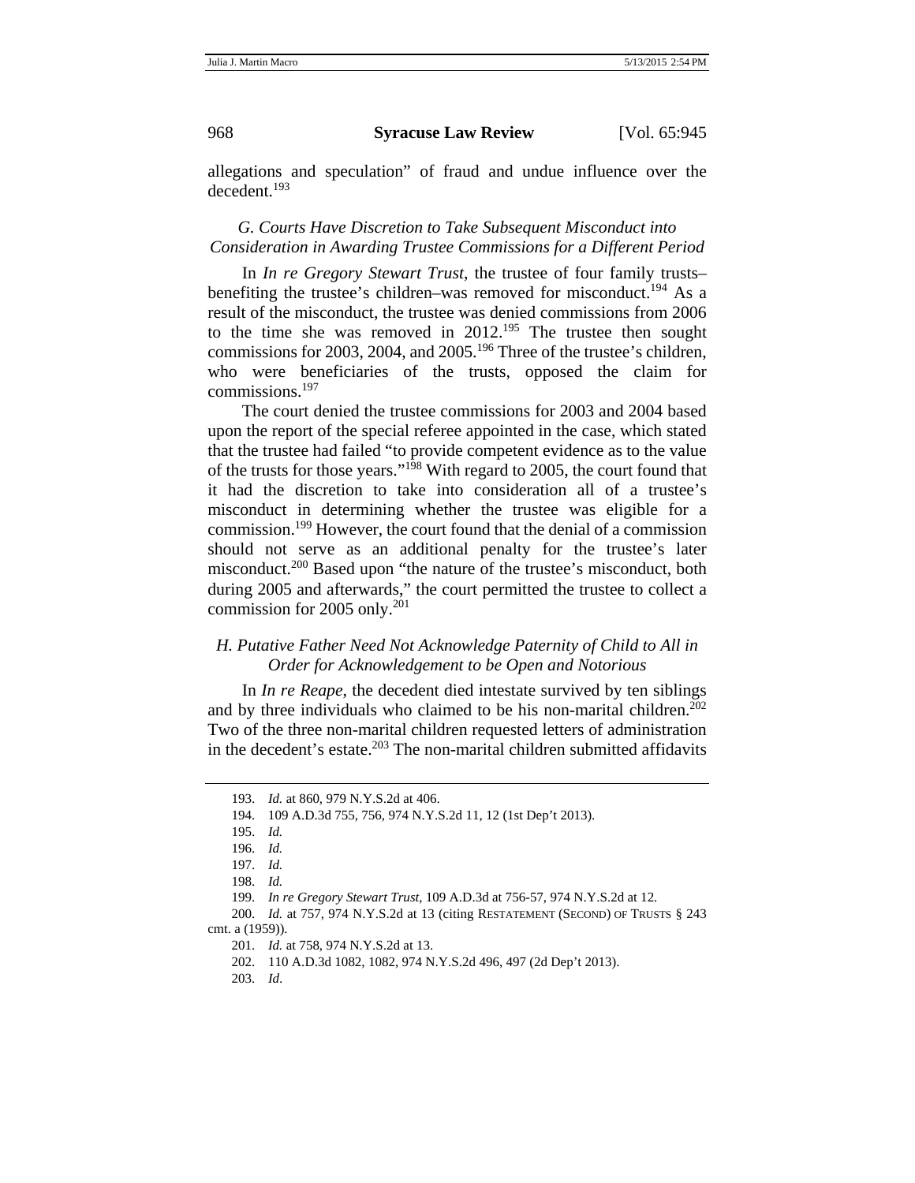allegations and speculation" of fraud and undue influence over the decedent.[193]

### *G. Courts Have Discretion to Take Subsequent Misconduct into Consideration in Awarding Trustee Commissions for a Different Period*

In *In re Gregory Stewart Trust*, the trustee of four family trusts–benefiting the trustee's children–was removed for misconduct.[194] As a result of the misconduct, the trustee was denied commissions from 2006 to the time she was removed in 2012.[195] The trustee then sought commissions for 2003, 2004, and 2005.[196] Three of the trustee's children, who were beneficiaries of the trusts, opposed the claim for commissions.[197]

The court denied the trustee commissions for 2003 and 2004 based upon the report of the special referee appointed in the case, which stated that the trustee had failed "to provide competent evidence as to the value of the trusts for those years."[198] With regard to 2005, the court found that it had the discretion to take into consideration all of a trustee's misconduct in determining whether the trustee was eligible for a commission.[199] However, the court found that the denial of a commission should not serve as an additional penalty for the trustee's later misconduct.[200] Based upon "the nature of the trustee's misconduct, both during 2005 and afterwards," the court permitted the trustee to collect a commission for 2005 only.[201]

### *H. Putative Father Need Not Acknowledge Paternity of Child to All in Order for Acknowledgement to be Open and Notorious*

In *In re Reape*, the decedent died intestate survived by ten siblings and by three individuals who claimed to be his non-marital children.[202] Two of the three non-marital children requested letters of administration in the decedent's estate.[203] The non-marital children submitted affidavits

---

193. *Id.* at 860, 979 N.Y.S.2d at 406.

194. 109 A.D.3d 755, 756, 974 N.Y.S.2d 11, 12 (1st Dep't 2013).

195. *Id.*

196. *Id.*

197. *Id.*

198. *Id.*

199. *In re Gregory Stewart Trust*, 109 A.D.3d at 756-57, 974 N.Y.S.2d at 12.

200. *Id.* at 757, 974 N.Y.S.2d at 13 (citing RESTATEMENT (SECOND) OF TRUSTS § 243 cmt. a (1959)).

201. *Id.* at 758, 974 N.Y.S.2d at 13.

202. 110 A.D.3d 1082, 1082, 974 N.Y.S.2d 496, 497 (2d Dep't 2013).

203. *Id*.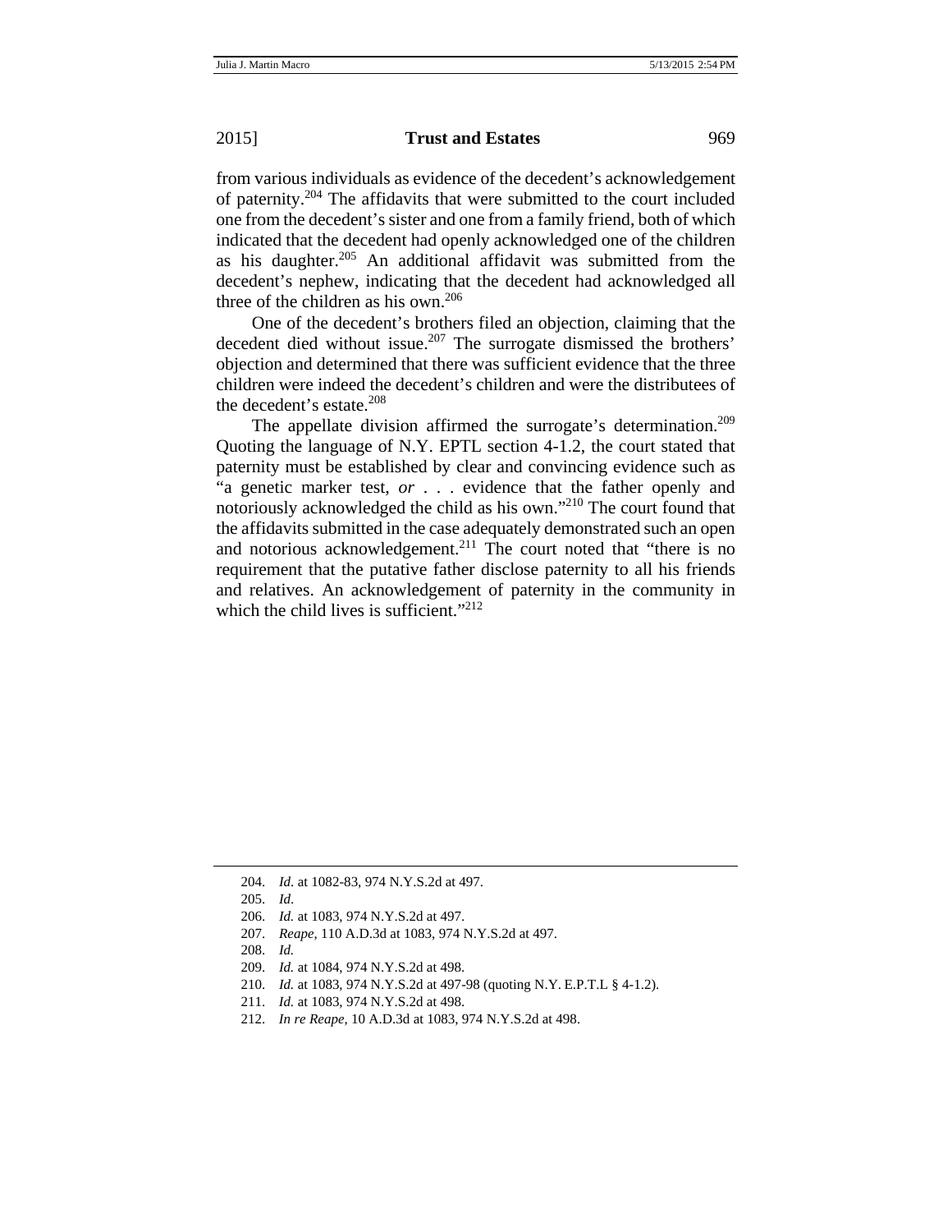from various individuals as evidence of the decedent's acknowledgement of paternity.[204] The affidavits that were submitted to the court included one from the decedent's sister and one from a family friend, both of which indicated that the decedent had openly acknowledged one of the children as his daughter.[205] An additional affidavit was submitted from the decedent's nephew, indicating that the decedent had acknowledged all three of the children as his own.[206]

One of the decedent's brothers filed an objection, claiming that the decedent died without issue.[207] The surrogate dismissed the brothers' objection and determined that there was sufficient evidence that the three children were indeed the decedent's children and were the distributees of the decedent's estate.[208]

The appellate division affirmed the surrogate's determination.[209] Quoting the language of N.Y. EPTL section 4-1.2, the court stated that paternity must be established by clear and convincing evidence such as "a genetic marker test, *or* . . . evidence that the father openly and notoriously acknowledged the child as his own."[210] The court found that the affidavits submitted in the case adequately demonstrated such an open and notorious acknowledgement.[211] The court noted that "there is no requirement that the putative father disclose paternity to all his friends and relatives. An acknowledgement of paternity in the community in which the child lives is sufficient."[212]

---

204. *Id*. at 1082-83, 974 N.Y.S.2d at 497.

205. *Id*.

206. *Id.* at 1083, 974 N.Y.S.2d at 497.

207. *Reape*, 110 A.D.3d at 1083, 974 N.Y.S.2d at 497.

208. *Id.*

209. *Id.* at 1084, 974 N.Y.S.2d at 498.

210. *Id.* at 1083, 974 N.Y.S.2d at 497-98 (quoting N.Y. E.P.T.L § 4-1.2).

211. *Id.* at 1083, 974 N.Y.S.2d at 498.

212. *In re Reape*, 10 A.D.3d at 1083, 974 N.Y.S.2d at 498.